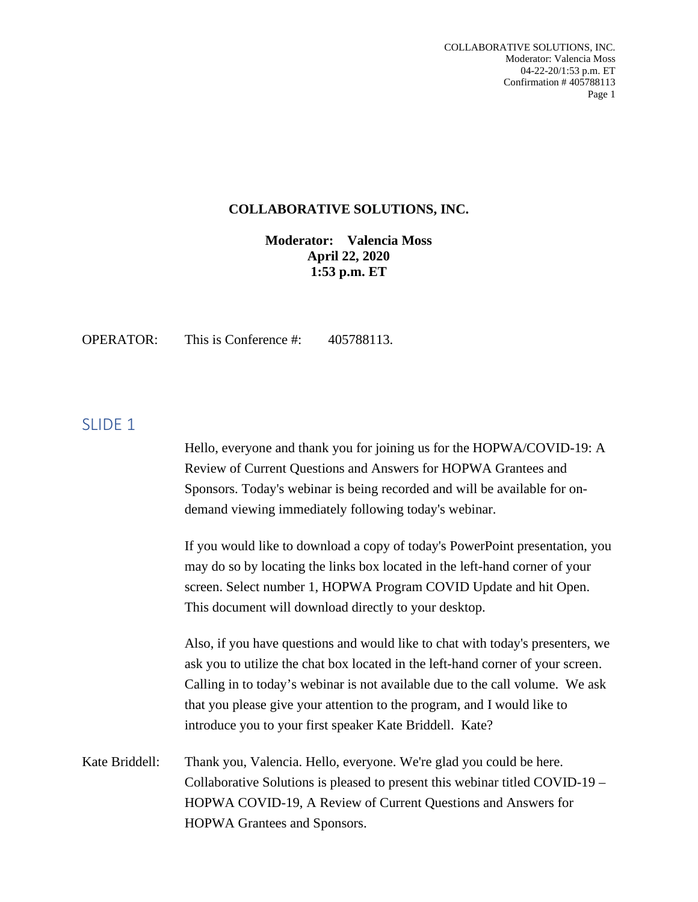**COLLABORATIVE SOLUTIONS, INC.**

**Moderator: Valencia Moss**
**April 22, 2020**
**1:53 p.m. ET**

OPERATOR: This is Conference #: 405788113.

## SLIDE 1

Hello, everyone and thank you for joining us for the HOPWA/COVID-19: A Review of Current Questions and Answers for HOPWA Grantees and Sponsors. Today's webinar is being recorded and will be available for on-demand viewing immediately following today's webinar.

If you would like to download a copy of today's PowerPoint presentation, you may do so by locating the links box located in the left-hand corner of your screen. Select number 1, HOPWA Program COVID Update and hit Open. This document will download directly to your desktop.

Also, if you have questions and would like to chat with today's presenters, we ask you to utilize the chat box located in the left-hand corner of your screen. Calling in to today's webinar is not available due to the call volume. We ask that you please give your attention to the program, and I would like to introduce you to your first speaker Kate Briddell. Kate?

Kate Briddell: Thank you, Valencia. Hello, everyone. We're glad you could be here. Collaborative Solutions is pleased to present this webinar titled COVID-19 – HOPWA COVID-19, A Review of Current Questions and Answers for HOPWA Grantees and Sponsors.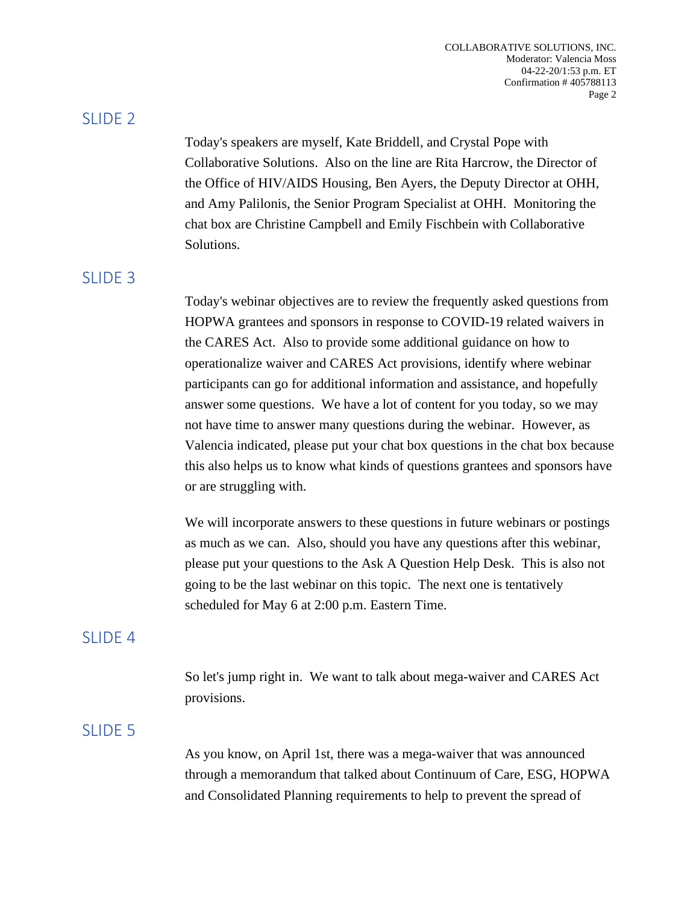## SLIDE 2

Today's speakers are myself, Kate Briddell, and Crystal Pope with Collaborative Solutions. Also on the line are Rita Harcrow, the Director of the Office of HIV/AIDS Housing, Ben Ayers, the Deputy Director at OHH, and Amy Palilonis, the Senior Program Specialist at OHH. Monitoring the chat box are Christine Campbell and Emily Fischbein with Collaborative Solutions.

## SLIDE 3

Today's webinar objectives are to review the frequently asked questions from HOPWA grantees and sponsors in response to COVID-19 related waivers in the CARES Act. Also to provide some additional guidance on how to operationalize waiver and CARES Act provisions, identify where webinar participants can go for additional information and assistance, and hopefully answer some questions. We have a lot of content for you today, so we may not have time to answer many questions during the webinar. However, as Valencia indicated, please put your chat box questions in the chat box because this also helps us to know what kinds of questions grantees and sponsors have or are struggling with.

We will incorporate answers to these questions in future webinars or postings as much as we can. Also, should you have any questions after this webinar, please put your questions to the Ask A Question Help Desk. This is also not going to be the last webinar on this topic. The next one is tentatively scheduled for May 6 at 2:00 p.m. Eastern Time.

## SLIDE 4

So let's jump right in. We want to talk about mega-waiver and CARES Act provisions.

## SLIDE 5

As you know, on April 1st, there was a mega-waiver that was announced through a memorandum that talked about Continuum of Care, ESG, HOPWA and Consolidated Planning requirements to help to prevent the spread of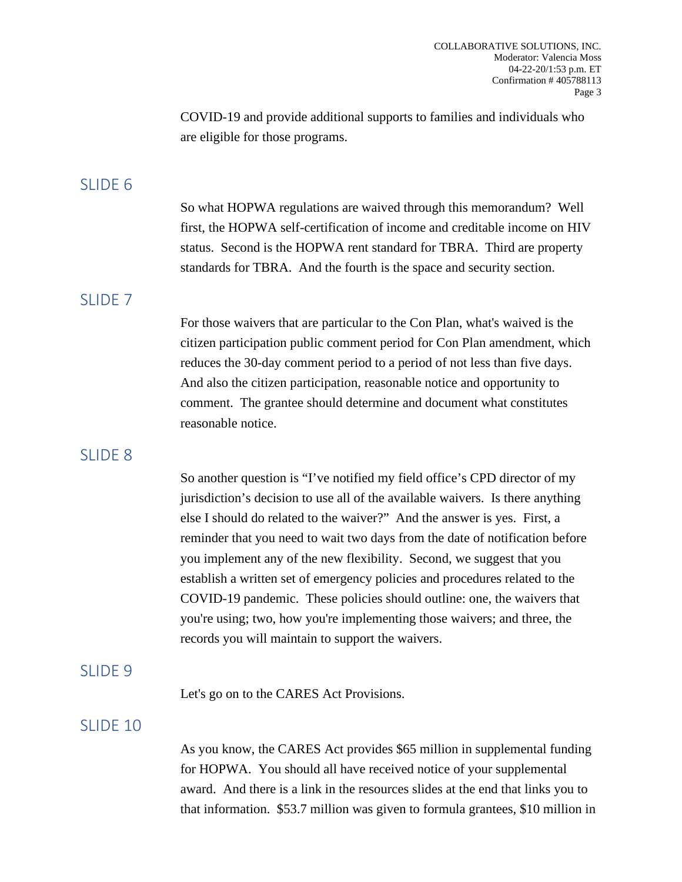COVID-19 and provide additional supports to families and individuals who are eligible for those programs.

## SLIDE 6

So what HOPWA regulations are waived through this memorandum? Well first, the HOPWA self-certification of income and creditable income on HIV status. Second is the HOPWA rent standard for TBRA. Third are property standards for TBRA. And the fourth is the space and security section.

## SLIDE 7

For those waivers that are particular to the Con Plan, what's waived is the citizen participation public comment period for Con Plan amendment, which reduces the 30-day comment period to a period of not less than five days. And also the citizen participation, reasonable notice and opportunity to comment. The grantee should determine and document what constitutes reasonable notice.

## SLIDE 8

So another question is "I've notified my field office's CPD director of my jurisdiction's decision to use all of the available waivers. Is there anything else I should do related to the waiver?" And the answer is yes. First, a reminder that you need to wait two days from the date of notification before you implement any of the new flexibility. Second, we suggest that you establish a written set of emergency policies and procedures related to the COVID-19 pandemic. These policies should outline: one, the waivers that you're using; two, how you're implementing those waivers; and three, the records you will maintain to support the waivers.

## SLIDE 9

Let's go on to the CARES Act Provisions.

## SLIDE 10

As you know, the CARES Act provides $65 million in supplemental funding for HOPWA. You should all have received notice of your supplemental award. And there is a link in the resources slides at the end that links you to that information. $53.7 million was given to formula grantees, $10 million in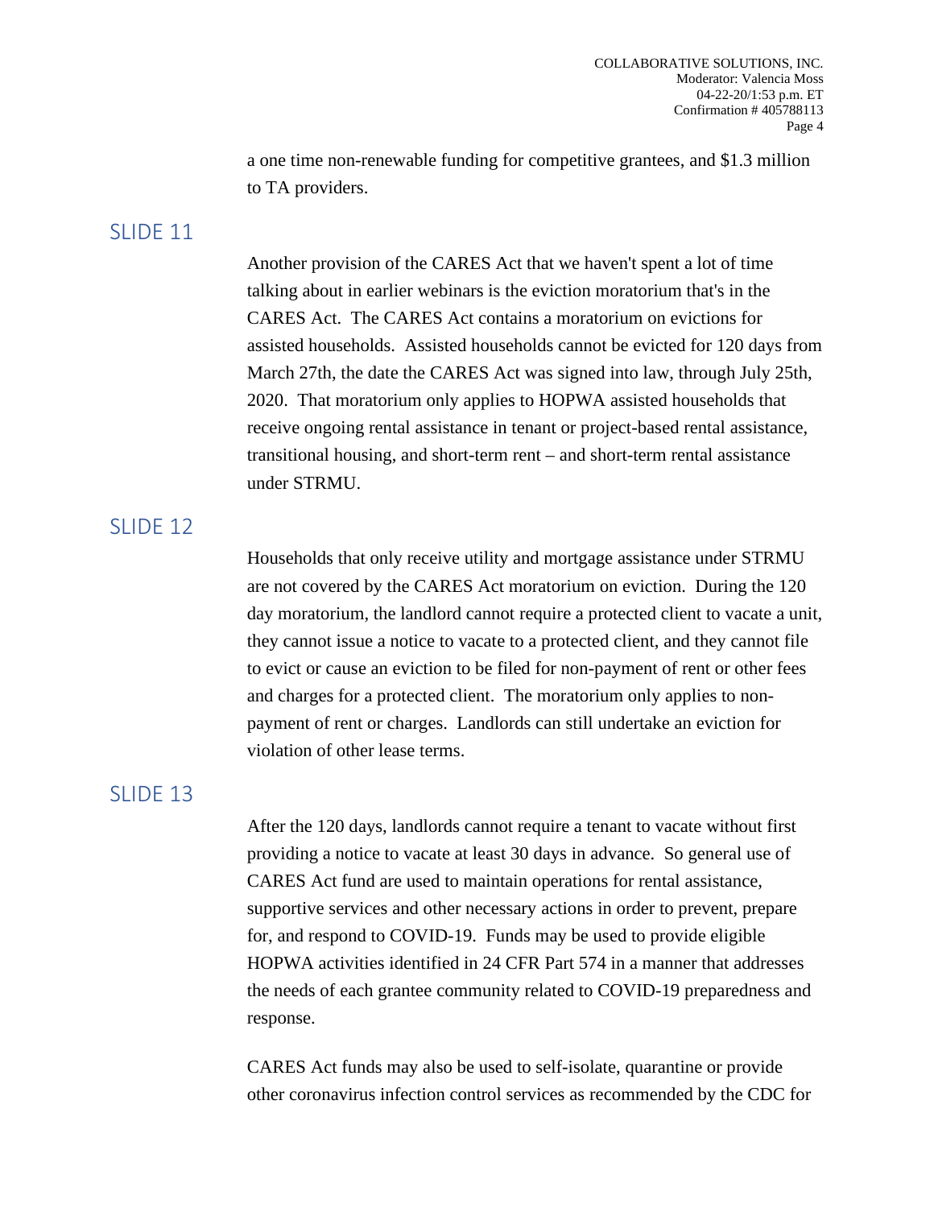a one time non-renewable funding for competitive grantees, and $1.3 million to TA providers.

## SLIDE 11

Another provision of the CARES Act that we haven't spent a lot of time talking about in earlier webinars is the eviction moratorium that's in the CARES Act. The CARES Act contains a moratorium on evictions for assisted households. Assisted households cannot be evicted for 120 days from March 27th, the date the CARES Act was signed into law, through July 25th, 2020. That moratorium only applies to HOPWA assisted households that receive ongoing rental assistance in tenant or project-based rental assistance, transitional housing, and short-term rent – and short-term rental assistance under STRMU.

## SLIDE 12

Households that only receive utility and mortgage assistance under STRMU are not covered by the CARES Act moratorium on eviction. During the 120 day moratorium, the landlord cannot require a protected client to vacate a unit, they cannot issue a notice to vacate to a protected client, and they cannot file to evict or cause an eviction to be filed for non-payment of rent or other fees and charges for a protected client. The moratorium only applies to non-payment of rent or charges. Landlords can still undertake an eviction for violation of other lease terms.

## SLIDE 13

After the 120 days, landlords cannot require a tenant to vacate without first providing a notice to vacate at least 30 days in advance. So general use of CARES Act fund are used to maintain operations for rental assistance, supportive services and other necessary actions in order to prevent, prepare for, and respond to COVID-19. Funds may be used to provide eligible HOPWA activities identified in 24 CFR Part 574 in a manner that addresses the needs of each grantee community related to COVID-19 preparedness and response.

CARES Act funds may also be used to self-isolate, quarantine or provide other coronavirus infection control services as recommended by the CDC for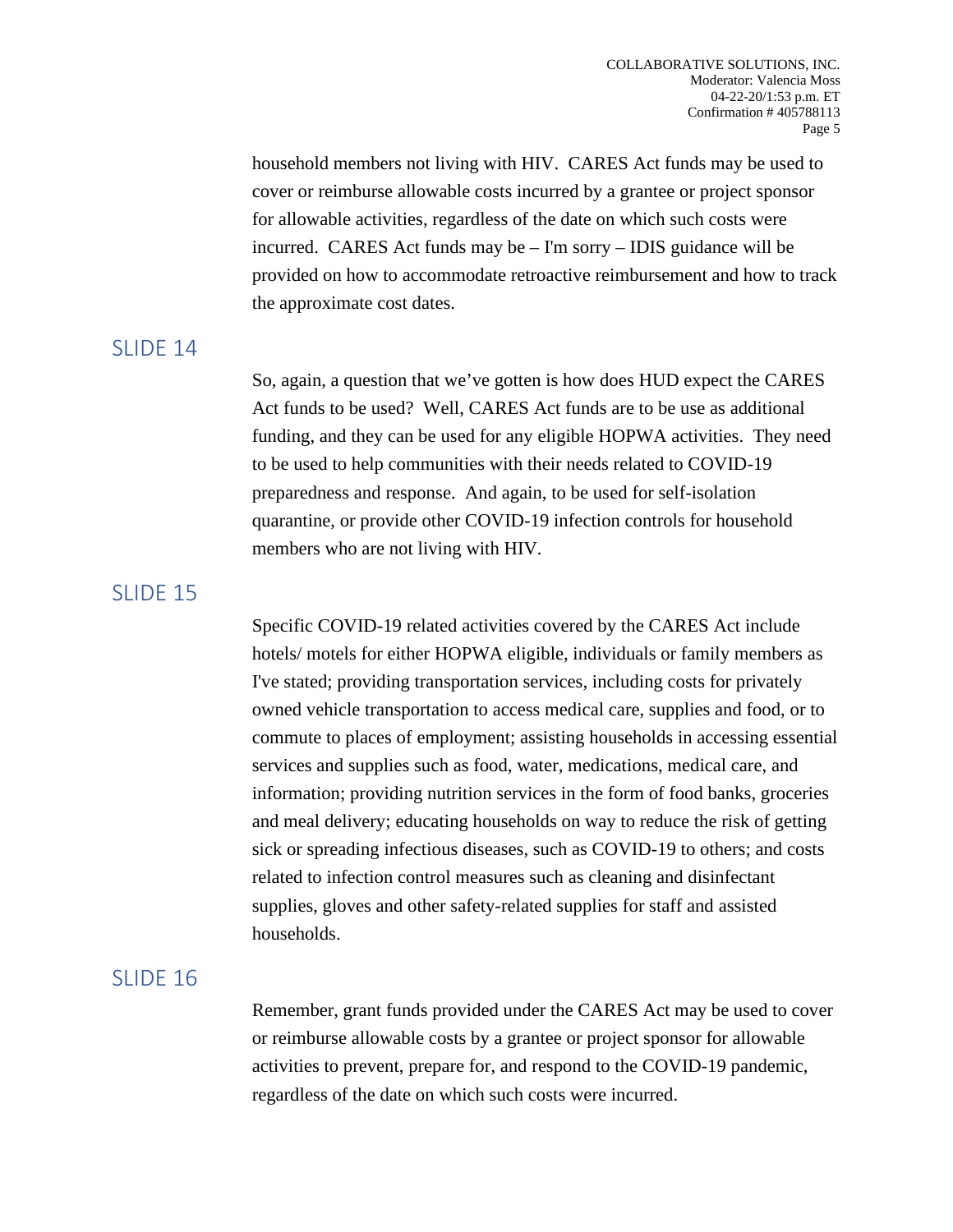household members not living with HIV. CARES Act funds may be used to cover or reimburse allowable costs incurred by a grantee or project sponsor for allowable activities, regardless of the date on which such costs were incurred. CARES Act funds may be – I'm sorry – IDIS guidance will be provided on how to accommodate retroactive reimbursement and how to track the approximate cost dates.

## SLIDE 14

So, again, a question that we've gotten is how does HUD expect the CARES Act funds to be used? Well, CARES Act funds are to be use as additional funding, and they can be used for any eligible HOPWA activities. They need to be used to help communities with their needs related to COVID-19 preparedness and response. And again, to be used for self-isolation quarantine, or provide other COVID-19 infection controls for household members who are not living with HIV.

## SLIDE 15

Specific COVID-19 related activities covered by the CARES Act include hotels/ motels for either HOPWA eligible, individuals or family members as I've stated; providing transportation services, including costs for privately owned vehicle transportation to access medical care, supplies and food, or to commute to places of employment; assisting households in accessing essential services and supplies such as food, water, medications, medical care, and information; providing nutrition services in the form of food banks, groceries and meal delivery; educating households on way to reduce the risk of getting sick or spreading infectious diseases, such as COVID-19 to others; and costs related to infection control measures such as cleaning and disinfectant supplies, gloves and other safety-related supplies for staff and assisted households.

## SLIDE 16

Remember, grant funds provided under the CARES Act may be used to cover or reimburse allowable costs by a grantee or project sponsor for allowable activities to prevent, prepare for, and respond to the COVID-19 pandemic, regardless of the date on which such costs were incurred.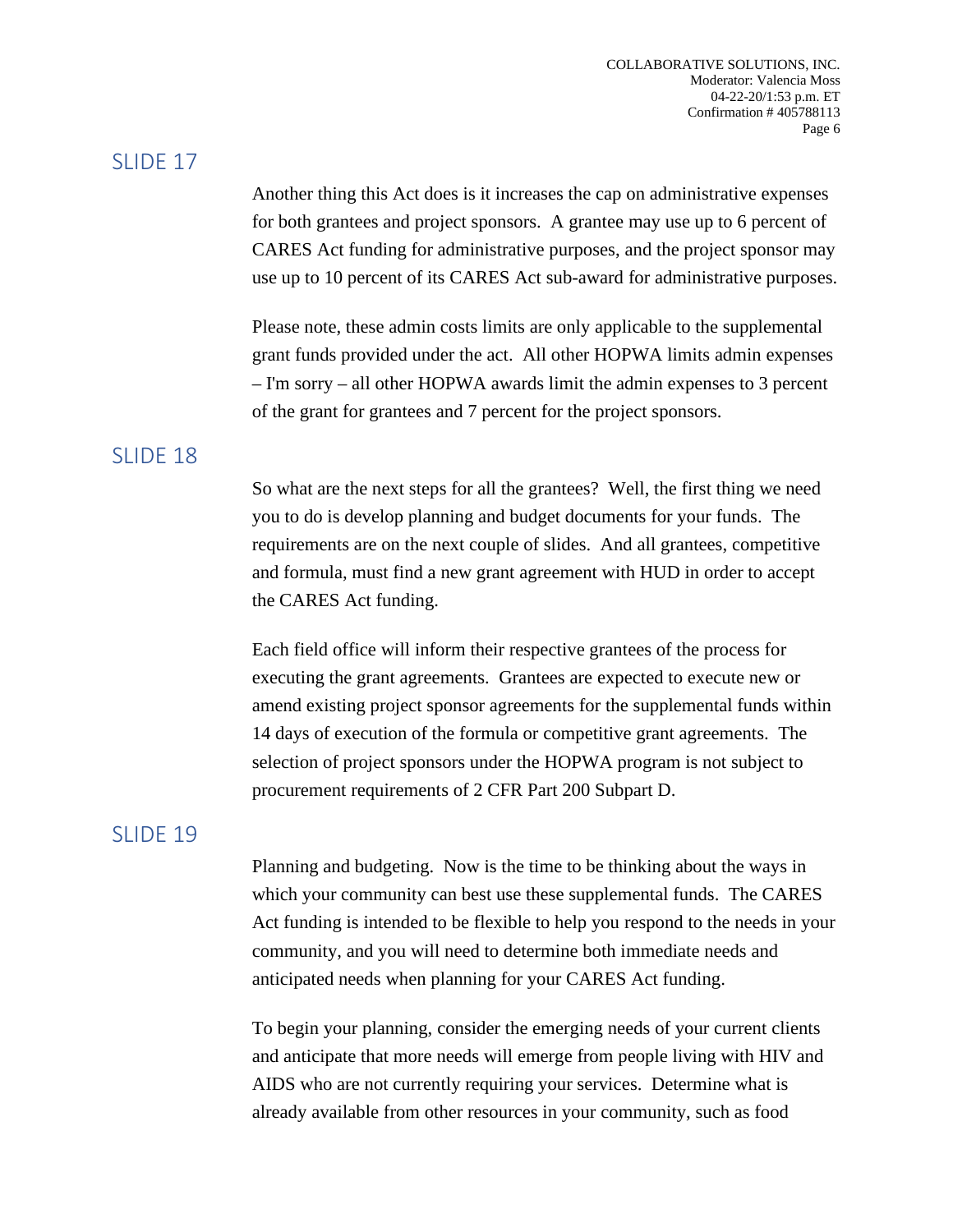## SLIDE 17

Another thing this Act does is it increases the cap on administrative expenses for both grantees and project sponsors. A grantee may use up to 6 percent of CARES Act funding for administrative purposes, and the project sponsor may use up to 10 percent of its CARES Act sub-award for administrative purposes.

Please note, these admin costs limits are only applicable to the supplemental grant funds provided under the act. All other HOPWA limits admin expenses – I'm sorry – all other HOPWA awards limit the admin expenses to 3 percent of the grant for grantees and 7 percent for the project sponsors.

## SLIDE 18

So what are the next steps for all the grantees? Well, the first thing we need you to do is develop planning and budget documents for your funds. The requirements are on the next couple of slides. And all grantees, competitive and formula, must find a new grant agreement with HUD in order to accept the CARES Act funding.

Each field office will inform their respective grantees of the process for executing the grant agreements. Grantees are expected to execute new or amend existing project sponsor agreements for the supplemental funds within 14 days of execution of the formula or competitive grant agreements. The selection of project sponsors under the HOPWA program is not subject to procurement requirements of 2 CFR Part 200 Subpart D.

## SLIDE 19

Planning and budgeting. Now is the time to be thinking about the ways in which your community can best use these supplemental funds. The CARES Act funding is intended to be flexible to help you respond to the needs in your community, and you will need to determine both immediate needs and anticipated needs when planning for your CARES Act funding.

To begin your planning, consider the emerging needs of your current clients and anticipate that more needs will emerge from people living with HIV and AIDS who are not currently requiring your services. Determine what is already available from other resources in your community, such as food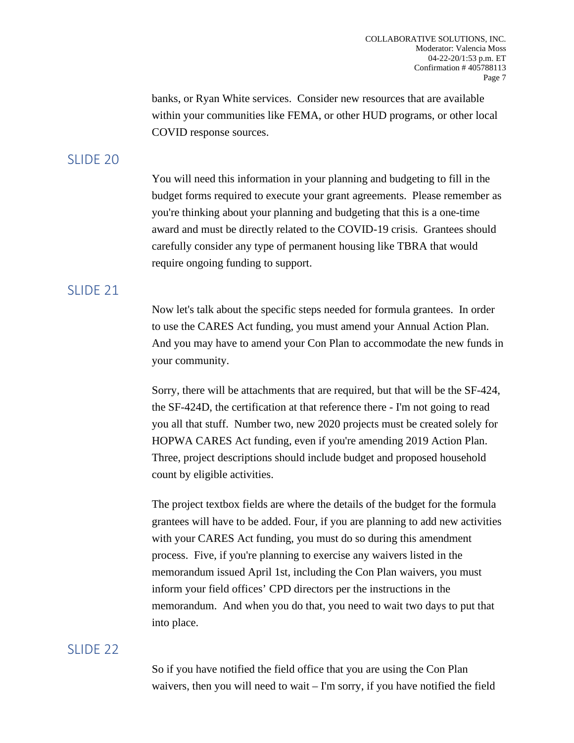banks, or Ryan White services. Consider new resources that are available within your communities like FEMA, or other HUD programs, or other local COVID response sources.

## SLIDE 20

You will need this information in your planning and budgeting to fill in the budget forms required to execute your grant agreements. Please remember as you're thinking about your planning and budgeting that this is a one-time award and must be directly related to the COVID-19 crisis. Grantees should carefully consider any type of permanent housing like TBRA that would require ongoing funding to support.

## SLIDE 21

Now let's talk about the specific steps needed for formula grantees. In order to use the CARES Act funding, you must amend your Annual Action Plan. And you may have to amend your Con Plan to accommodate the new funds in your community.

Sorry, there will be attachments that are required, but that will be the SF-424, the SF-424D, the certification at that reference there - I'm not going to read you all that stuff. Number two, new 2020 projects must be created solely for HOPWA CARES Act funding, even if you're amending 2019 Action Plan. Three, project descriptions should include budget and proposed household count by eligible activities.

The project textbox fields are where the details of the budget for the formula grantees will have to be added. Four, if you are planning to add new activities with your CARES Act funding, you must do so during this amendment process. Five, if you're planning to exercise any waivers listed in the memorandum issued April 1st, including the Con Plan waivers, you must inform your field offices' CPD directors per the instructions in the memorandum. And when you do that, you need to wait two days to put that into place.

## SLIDE 22

So if you have notified the field office that you are using the Con Plan waivers, then you will need to wait – I'm sorry, if you have notified the field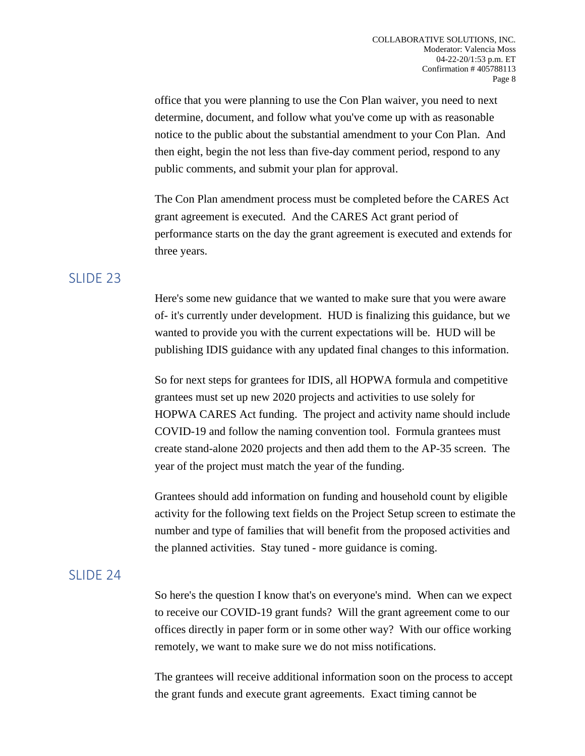office that you were planning to use the Con Plan waiver, you need to next determine, document, and follow what you've come up with as reasonable notice to the public about the substantial amendment to your Con Plan. And then eight, begin the not less than five-day comment period, respond to any public comments, and submit your plan for approval.

The Con Plan amendment process must be completed before the CARES Act grant agreement is executed. And the CARES Act grant period of performance starts on the day the grant agreement is executed and extends for three years.

## SLIDE 23

Here's some new guidance that we wanted to make sure that you were aware of- it's currently under development. HUD is finalizing this guidance, but we wanted to provide you with the current expectations will be. HUD will be publishing IDIS guidance with any updated final changes to this information.

So for next steps for grantees for IDIS, all HOPWA formula and competitive grantees must set up new 2020 projects and activities to use solely for HOPWA CARES Act funding. The project and activity name should include COVID-19 and follow the naming convention tool. Formula grantees must create stand-alone 2020 projects and then add them to the AP-35 screen. The year of the project must match the year of the funding.

Grantees should add information on funding and household count by eligible activity for the following text fields on the Project Setup screen to estimate the number and type of families that will benefit from the proposed activities and the planned activities. Stay tuned - more guidance is coming.

## SLIDE 24

So here's the question I know that's on everyone's mind. When can we expect to receive our COVID-19 grant funds? Will the grant agreement come to our offices directly in paper form or in some other way? With our office working remotely, we want to make sure we do not miss notifications.

The grantees will receive additional information soon on the process to accept the grant funds and execute grant agreements. Exact timing cannot be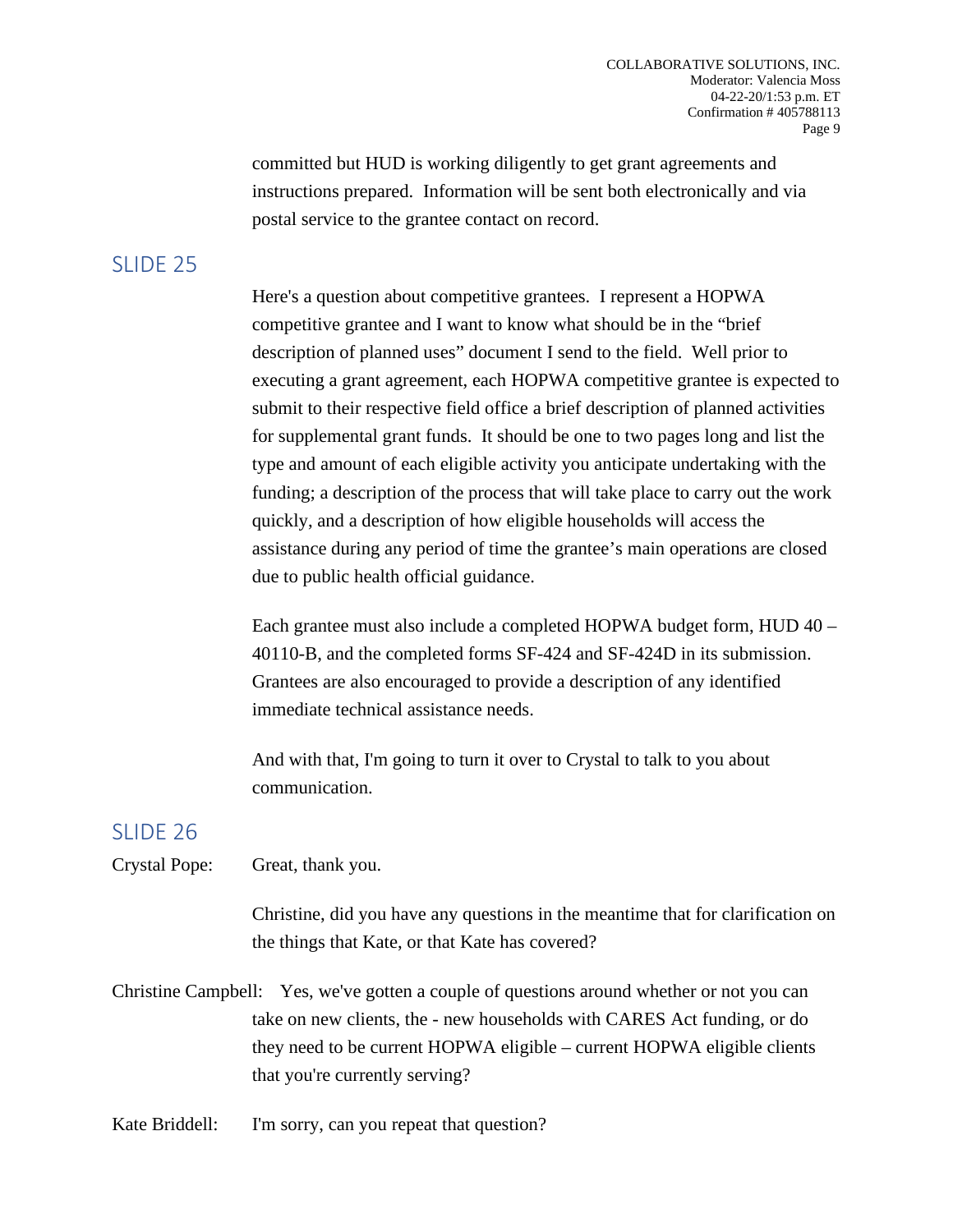committed but HUD is working diligently to get grant agreements and instructions prepared. Information will be sent both electronically and via postal service to the grantee contact on record.

## SLIDE 25

Here's a question about competitive grantees. I represent a HOPWA competitive grantee and I want to know what should be in the “brief description of planned uses” document I send to the field. Well prior to executing a grant agreement, each HOPWA competitive grantee is expected to submit to their respective field office a brief description of planned activities for supplemental grant funds. It should be one to two pages long and list the type and amount of each eligible activity you anticipate undertaking with the funding; a description of the process that will take place to carry out the work quickly, and a description of how eligible households will access the assistance during any period of time the grantee’s main operations are closed due to public health official guidance.

Each grantee must also include a completed HOPWA budget form, HUD 40 – 40110-B, and the completed forms SF-424 and SF-424D in its submission. Grantees are also encouraged to provide a description of any identified immediate technical assistance needs.

And with that, I'm going to turn it over to Crystal to talk to you about communication.

## SLIDE 26

Crystal Pope: Great, thank you.

Christine, did you have any questions in the meantime that for clarification on the things that Kate, or that Kate has covered?

Christine Campbell: Yes, we've gotten a couple of questions around whether or not you can take on new clients, the - new households with CARES Act funding, or do they need to be current HOPWA eligible – current HOPWA eligible clients that you're currently serving?

Kate Briddell: I'm sorry, can you repeat that question?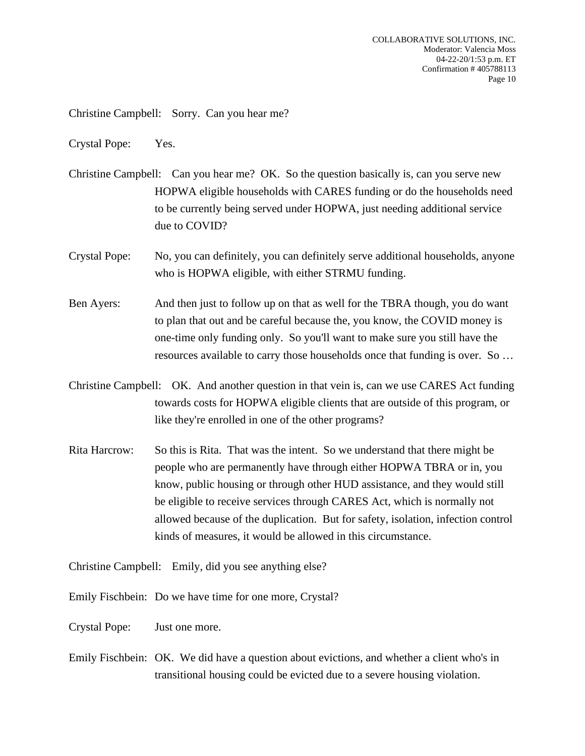Christine Campbell: Sorry. Can you hear me?

Crystal Pope: Yes.

Christine Campbell: Can you hear me? OK. So the question basically is, can you serve new HOPWA eligible households with CARES funding or do the households need to be currently being served under HOPWA, just needing additional service due to COVID?

Crystal Pope: No, you can definitely, you can definitely serve additional households, anyone who is HOPWA eligible, with either STRMU funding.

Ben Ayers: And then just to follow up on that as well for the TBRA though, you do want to plan that out and be careful because the, you know, the COVID money is one-time only funding only. So you'll want to make sure you still have the resources available to carry those households once that funding is over. So …

Christine Campbell: OK. And another question in that vein is, can we use CARES Act funding towards costs for HOPWA eligible clients that are outside of this program, or like they're enrolled in one of the other programs?

Rita Harcrow: So this is Rita. That was the intent. So we understand that there might be people who are permanently have through either HOPWA TBRA or in, you know, public housing or through other HUD assistance, and they would still be eligible to receive services through CARES Act, which is normally not allowed because of the duplication. But for safety, isolation, infection control kinds of measures, it would be allowed in this circumstance.

Christine Campbell: Emily, did you see anything else?

Emily Fischbein: Do we have time for one more, Crystal?

Crystal Pope: Just one more.

Emily Fischbein: OK. We did have a question about evictions, and whether a client who's in transitional housing could be evicted due to a severe housing violation.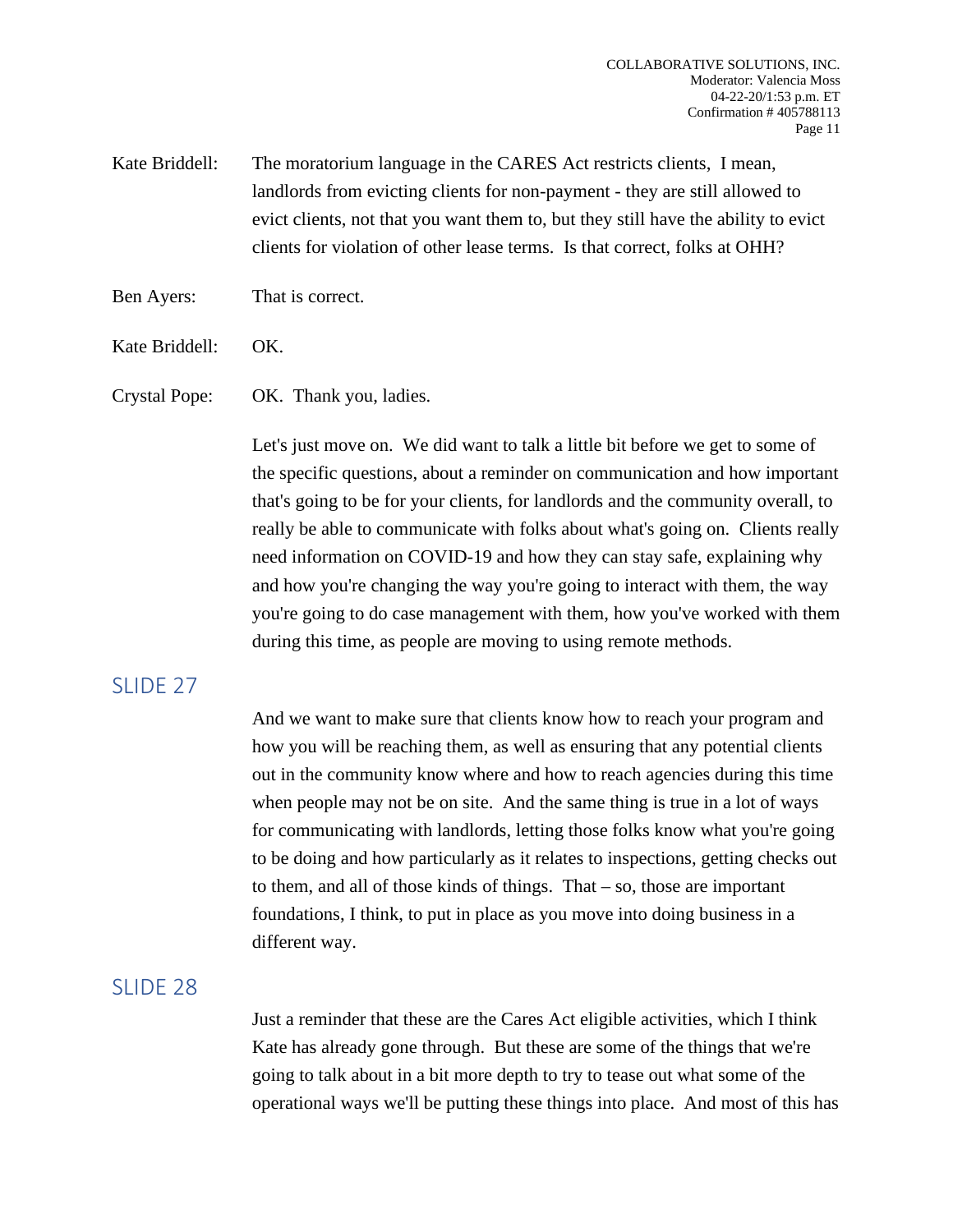Kate Briddell: The moratorium language in the CARES Act restricts clients, I mean, landlords from evicting clients for non-payment - they are still allowed to evict clients, not that you want them to, but they still have the ability to evict clients for violation of other lease terms. Is that correct, folks at OHH?

Ben Ayers: That is correct.

Kate Briddell: OK.

Crystal Pope: OK. Thank you, ladies.

Let's just move on. We did want to talk a little bit before we get to some of the specific questions, about a reminder on communication and how important that's going to be for your clients, for landlords and the community overall, to really be able to communicate with folks about what's going on. Clients really need information on COVID-19 and how they can stay safe, explaining why and how you're changing the way you're going to interact with them, the way you're going to do case management with them, how you've worked with them during this time, as people are moving to using remote methods.

## SLIDE 27

And we want to make sure that clients know how to reach your program and how you will be reaching them, as well as ensuring that any potential clients out in the community know where and how to reach agencies during this time when people may not be on site. And the same thing is true in a lot of ways for communicating with landlords, letting those folks know what you're going to be doing and how particularly as it relates to inspections, getting checks out to them, and all of those kinds of things. That – so, those are important foundations, I think, to put in place as you move into doing business in a different way.

## SLIDE 28

Just a reminder that these are the Cares Act eligible activities, which I think Kate has already gone through. But these are some of the things that we're going to talk about in a bit more depth to try to tease out what some of the operational ways we'll be putting these things into place. And most of this has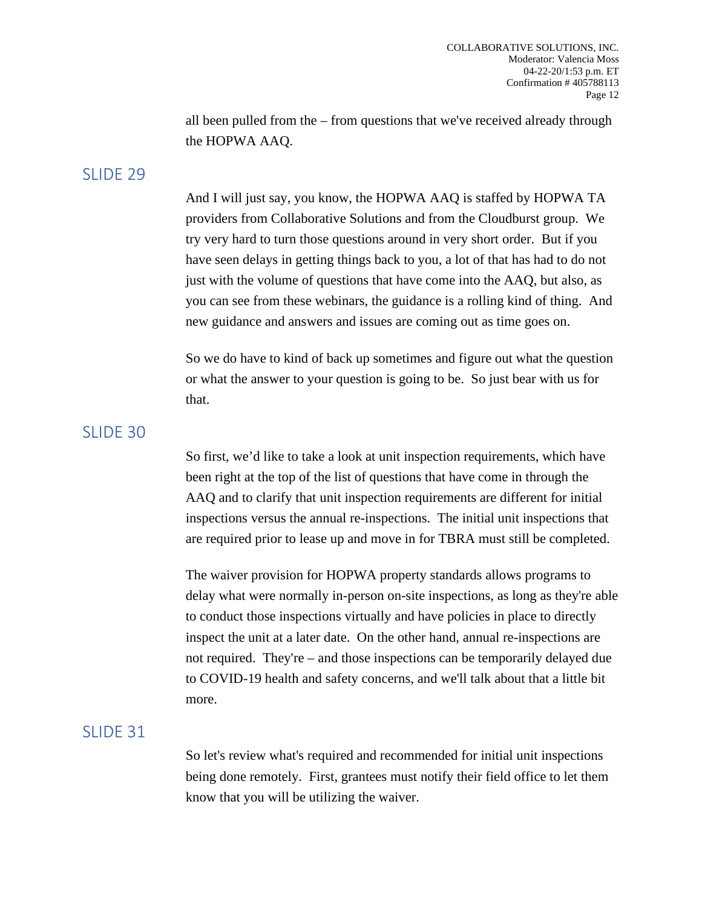all been pulled from the – from questions that we've received already through the HOPWA AAQ.

## SLIDE 29

And I will just say, you know, the HOPWA AAQ is staffed by HOPWA TA providers from Collaborative Solutions and from the Cloudburst group. We try very hard to turn those questions around in very short order. But if you have seen delays in getting things back to you, a lot of that has had to do not just with the volume of questions that have come into the AAQ, but also, as you can see from these webinars, the guidance is a rolling kind of thing. And new guidance and answers and issues are coming out as time goes on.

So we do have to kind of back up sometimes and figure out what the question or what the answer to your question is going to be. So just bear with us for that.

## SLIDE 30

So first, we'd like to take a look at unit inspection requirements, which have been right at the top of the list of questions that have come in through the AAQ and to clarify that unit inspection requirements are different for initial inspections versus the annual re-inspections. The initial unit inspections that are required prior to lease up and move in for TBRA must still be completed.

The waiver provision for HOPWA property standards allows programs to delay what were normally in-person on-site inspections, as long as they're able to conduct those inspections virtually and have policies in place to directly inspect the unit at a later date. On the other hand, annual re-inspections are not required. They're – and those inspections can be temporarily delayed due to COVID-19 health and safety concerns, and we'll talk about that a little bit more.

## SLIDE 31

So let's review what's required and recommended for initial unit inspections being done remotely. First, grantees must notify their field office to let them know that you will be utilizing the waiver.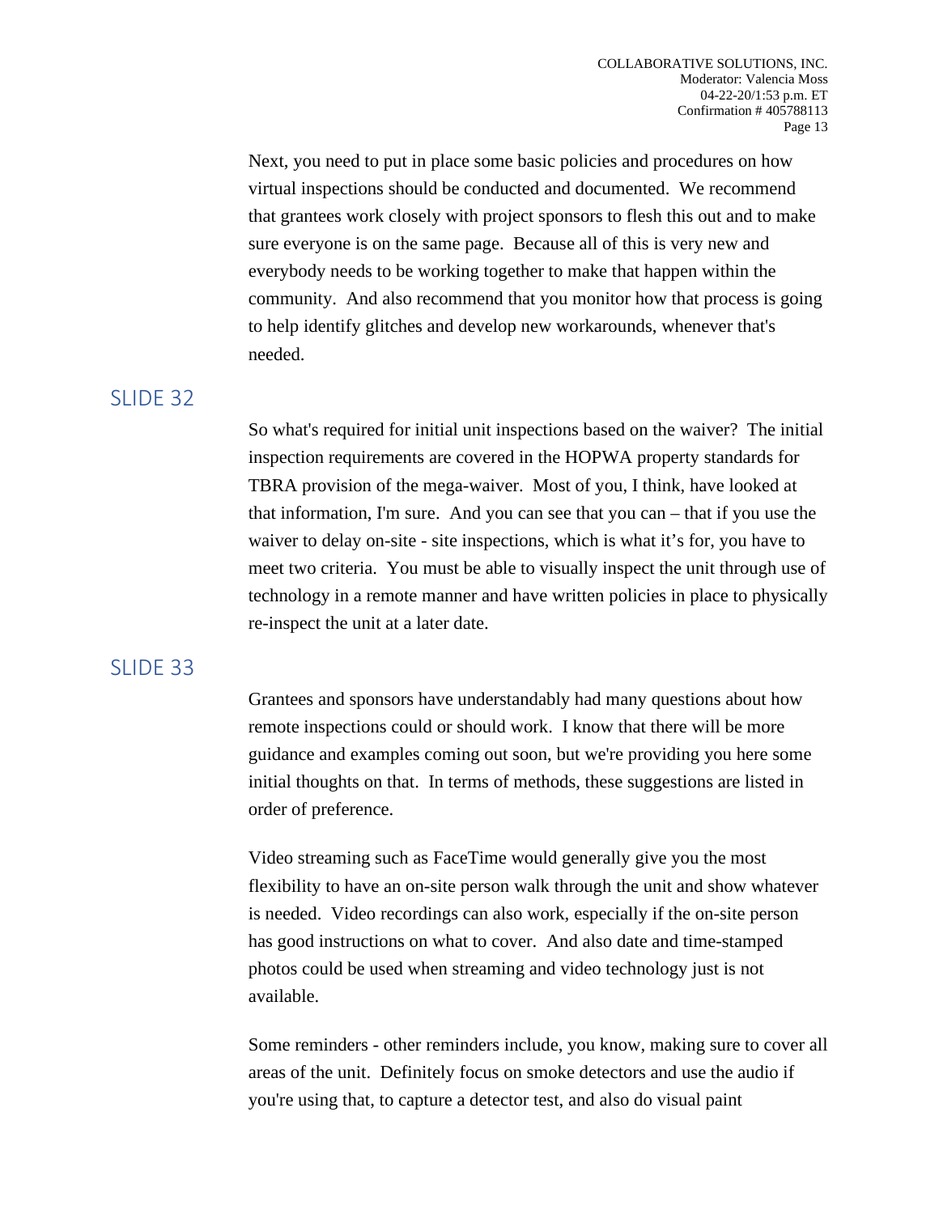Next, you need to put in place some basic policies and procedures on how virtual inspections should be conducted and documented. We recommend that grantees work closely with project sponsors to flesh this out and to make sure everyone is on the same page. Because all of this is very new and everybody needs to be working together to make that happen within the community. And also recommend that you monitor how that process is going to help identify glitches and develop new workarounds, whenever that's needed.

## SLIDE 32

So what's required for initial unit inspections based on the waiver? The initial inspection requirements are covered in the HOPWA property standards for TBRA provision of the mega-waiver. Most of you, I think, have looked at that information, I'm sure. And you can see that you can – that if you use the waiver to delay on-site - site inspections, which is what it's for, you have to meet two criteria. You must be able to visually inspect the unit through use of technology in a remote manner and have written policies in place to physically re-inspect the unit at a later date.

## SLIDE 33

Grantees and sponsors have understandably had many questions about how remote inspections could or should work. I know that there will be more guidance and examples coming out soon, but we're providing you here some initial thoughts on that. In terms of methods, these suggestions are listed in order of preference.

Video streaming such as FaceTime would generally give you the most flexibility to have an on-site person walk through the unit and show whatever is needed. Video recordings can also work, especially if the on-site person has good instructions on what to cover. And also date and time-stamped photos could be used when streaming and video technology just is not available.

Some reminders - other reminders include, you know, making sure to cover all areas of the unit. Definitely focus on smoke detectors and use the audio if you're using that, to capture a detector test, and also do visual paint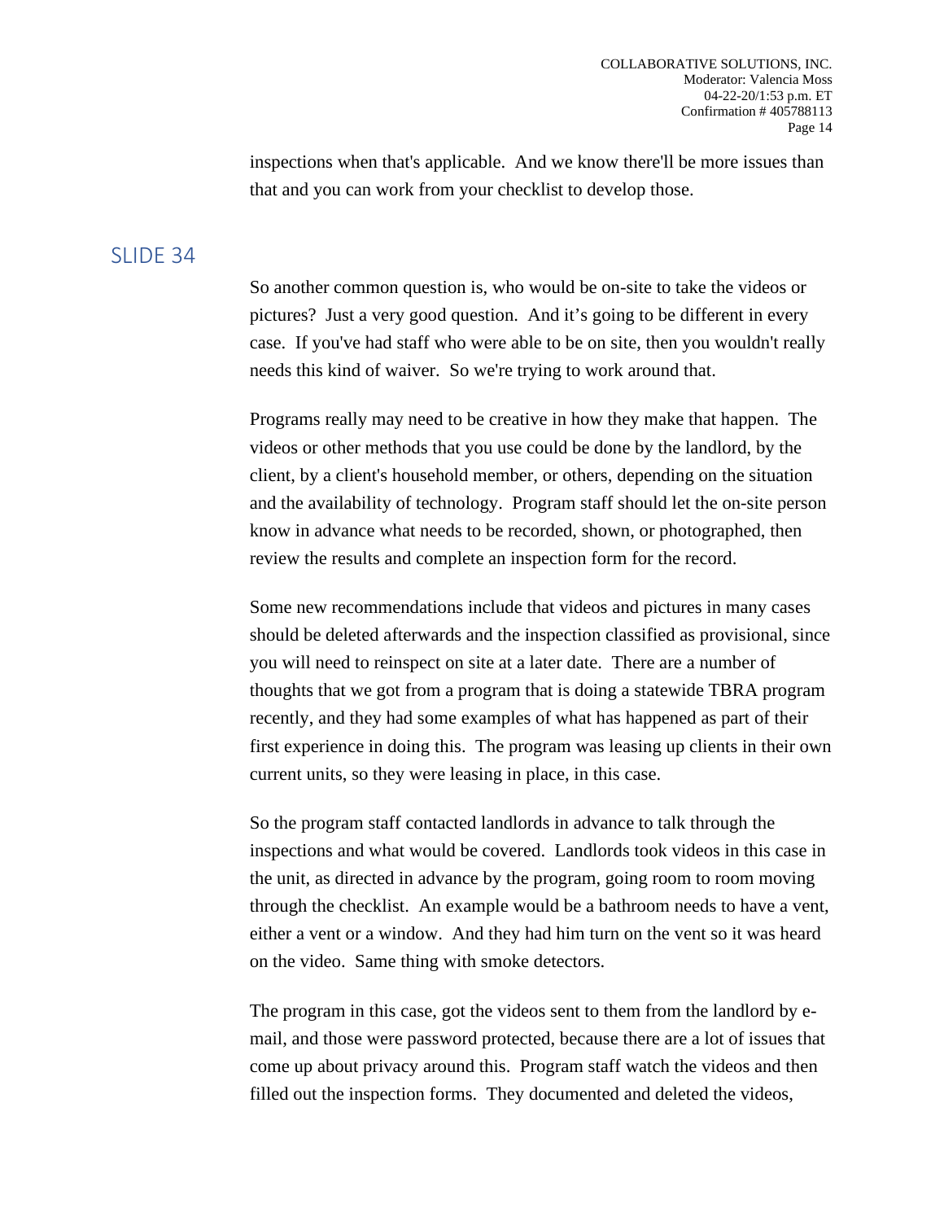inspections when that's applicable. And we know there'll be more issues than that and you can work from your checklist to develop those.

## SLIDE 34

So another common question is, who would be on-site to take the videos or pictures? Just a very good question. And it’s going to be different in every case. If you've had staff who were able to be on site, then you wouldn't really needs this kind of waiver. So we're trying to work around that.

Programs really may need to be creative in how they make that happen. The videos or other methods that you use could be done by the landlord, by the client, by a client's household member, or others, depending on the situation and the availability of technology. Program staff should let the on-site person know in advance what needs to be recorded, shown, or photographed, then review the results and complete an inspection form for the record.

Some new recommendations include that videos and pictures in many cases should be deleted afterwards and the inspection classified as provisional, since you will need to reinspect on site at a later date. There are a number of thoughts that we got from a program that is doing a statewide TBRA program recently, and they had some examples of what has happened as part of their first experience in doing this. The program was leasing up clients in their own current units, so they were leasing in place, in this case.

So the program staff contacted landlords in advance to talk through the inspections and what would be covered. Landlords took videos in this case in the unit, as directed in advance by the program, going room to room moving through the checklist. An example would be a bathroom needs to have a vent, either a vent or a window. And they had him turn on the vent so it was heard on the video. Same thing with smoke detectors.

The program in this case, got the videos sent to them from the landlord by e-mail, and those were password protected, because there are a lot of issues that come up about privacy around this. Program staff watch the videos and then filled out the inspection forms. They documented and deleted the videos,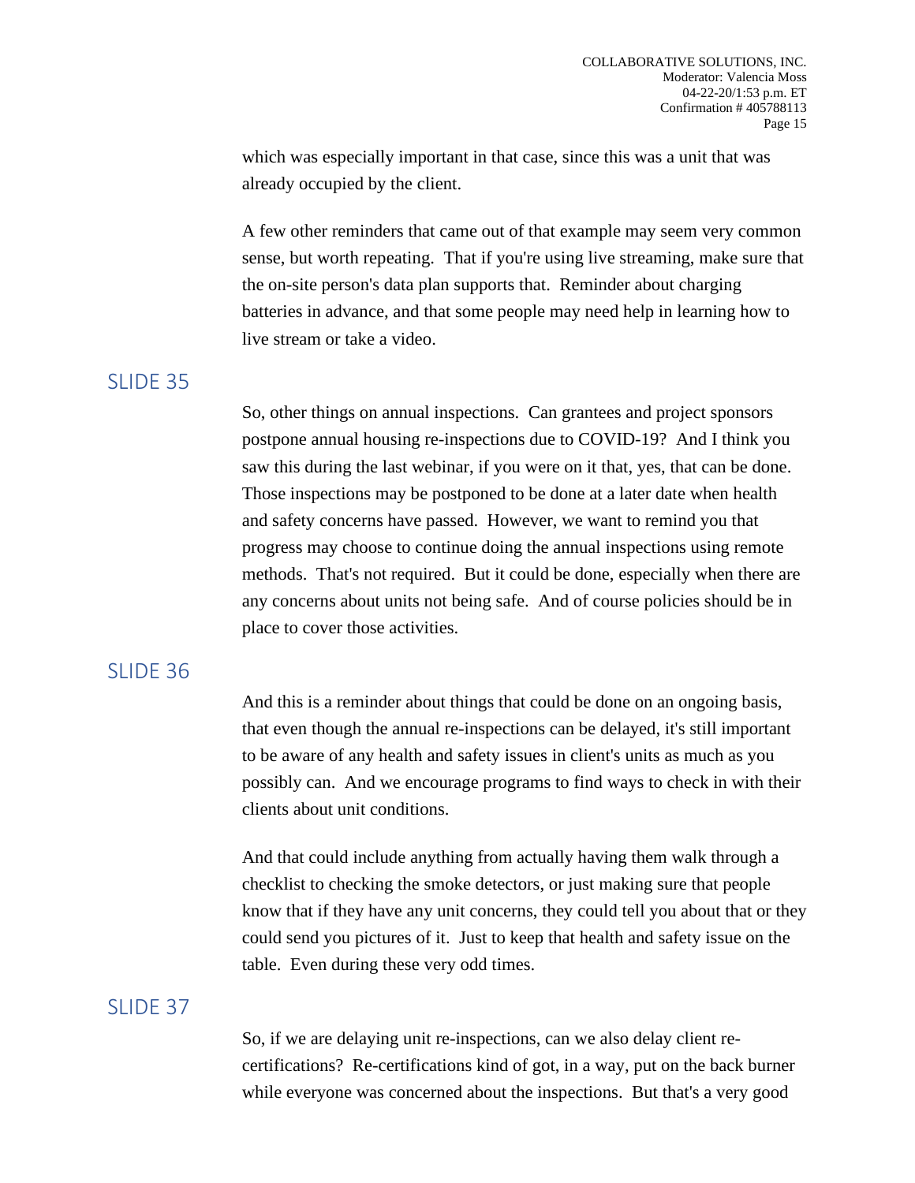which was especially important in that case, since this was a unit that was already occupied by the client.

A few other reminders that came out of that example may seem very common sense, but worth repeating. That if you're using live streaming, make sure that the on-site person's data plan supports that. Reminder about charging batteries in advance, and that some people may need help in learning how to live stream or take a video.

## SLIDE 35

So, other things on annual inspections. Can grantees and project sponsors postpone annual housing re-inspections due to COVID-19? And I think you saw this during the last webinar, if you were on it that, yes, that can be done. Those inspections may be postponed to be done at a later date when health and safety concerns have passed. However, we want to remind you that progress may choose to continue doing the annual inspections using remote methods. That's not required. But it could be done, especially when there are any concerns about units not being safe. And of course policies should be in place to cover those activities.

## SLIDE 36

And this is a reminder about things that could be done on an ongoing basis, that even though the annual re-inspections can be delayed, it's still important to be aware of any health and safety issues in client's units as much as you possibly can. And we encourage programs to find ways to check in with their clients about unit conditions.

And that could include anything from actually having them walk through a checklist to checking the smoke detectors, or just making sure that people know that if they have any unit concerns, they could tell you about that or they could send you pictures of it. Just to keep that health and safety issue on the table. Even during these very odd times.

## SLIDE 37

So, if we are delaying unit re-inspections, can we also delay client re-certifications? Re-certifications kind of got, in a way, put on the back burner while everyone was concerned about the inspections. But that's a very good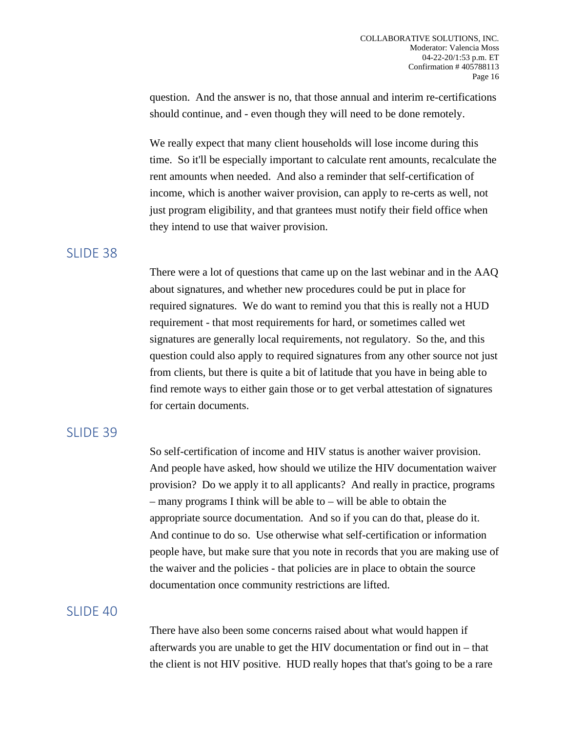question. And the answer is no, that those annual and interim re-certifications should continue, and - even though they will need to be done remotely.

We really expect that many client households will lose income during this time. So it'll be especially important to calculate rent amounts, recalculate the rent amounts when needed. And also a reminder that self-certification of income, which is another waiver provision, can apply to re-certs as well, not just program eligibility, and that grantees must notify their field office when they intend to use that waiver provision.

## SLIDE 38

There were a lot of questions that came up on the last webinar and in the AAQ about signatures, and whether new procedures could be put in place for required signatures. We do want to remind you that this is really not a HUD requirement - that most requirements for hard, or sometimes called wet signatures are generally local requirements, not regulatory. So the, and this question could also apply to required signatures from any other source not just from clients, but there is quite a bit of latitude that you have in being able to find remote ways to either gain those or to get verbal attestation of signatures for certain documents.

## SLIDE 39

So self-certification of income and HIV status is another waiver provision. And people have asked, how should we utilize the HIV documentation waiver provision? Do we apply it to all applicants? And really in practice, programs – many programs I think will be able to – will be able to obtain the appropriate source documentation. And so if you can do that, please do it. And continue to do so. Use otherwise what self-certification or information people have, but make sure that you note in records that you are making use of the waiver and the policies - that policies are in place to obtain the source documentation once community restrictions are lifted.

## SLIDE 40

There have also been some concerns raised about what would happen if afterwards you are unable to get the HIV documentation or find out in – that the client is not HIV positive. HUD really hopes that that's going to be a rare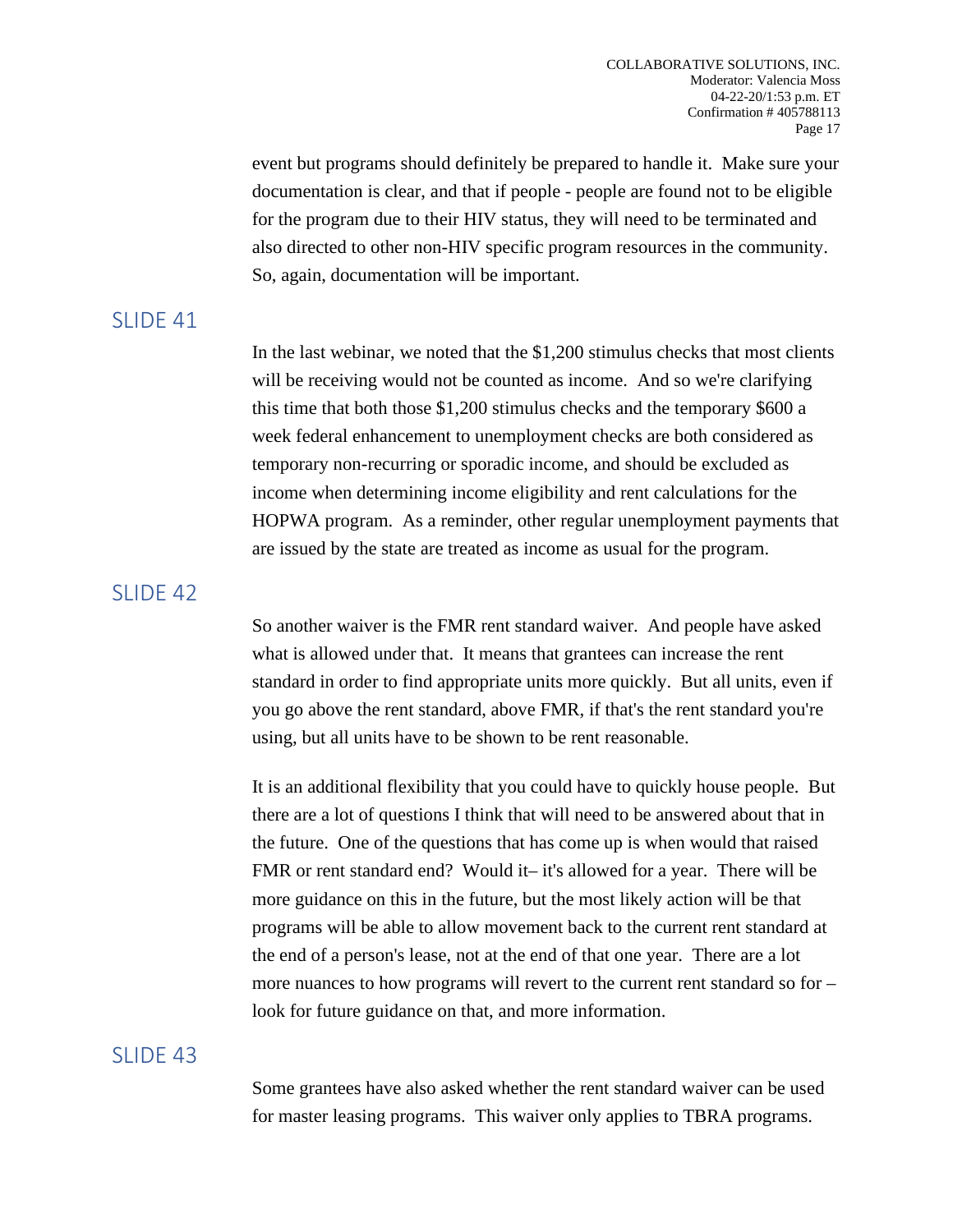event but programs should definitely be prepared to handle it. Make sure your documentation is clear, and that if people - people are found not to be eligible for the program due to their HIV status, they will need to be terminated and also directed to other non-HIV specific program resources in the community. So, again, documentation will be important.

## SLIDE 41

In the last webinar, we noted that the $1,200 stimulus checks that most clients will be receiving would not be counted as income. And so we're clarifying this time that both those $1,200 stimulus checks and the temporary $600 a week federal enhancement to unemployment checks are both considered as temporary non-recurring or sporadic income, and should be excluded as income when determining income eligibility and rent calculations for the HOPWA program. As a reminder, other regular unemployment payments that are issued by the state are treated as income as usual for the program.

## SLIDE 42

So another waiver is the FMR rent standard waiver. And people have asked what is allowed under that. It means that grantees can increase the rent standard in order to find appropriate units more quickly. But all units, even if you go above the rent standard, above FMR, if that's the rent standard you're using, but all units have to be shown to be rent reasonable.

It is an additional flexibility that you could have to quickly house people. But there are a lot of questions I think that will need to be answered about that in the future. One of the questions that has come up is when would that raised FMR or rent standard end? Would it– it's allowed for a year. There will be more guidance on this in the future, but the most likely action will be that programs will be able to allow movement back to the current rent standard at the end of a person's lease, not at the end of that one year. There are a lot more nuances to how programs will revert to the current rent standard so for – look for future guidance on that, and more information.

## SLIDE 43

Some grantees have also asked whether the rent standard waiver can be used for master leasing programs. This waiver only applies to TBRA programs.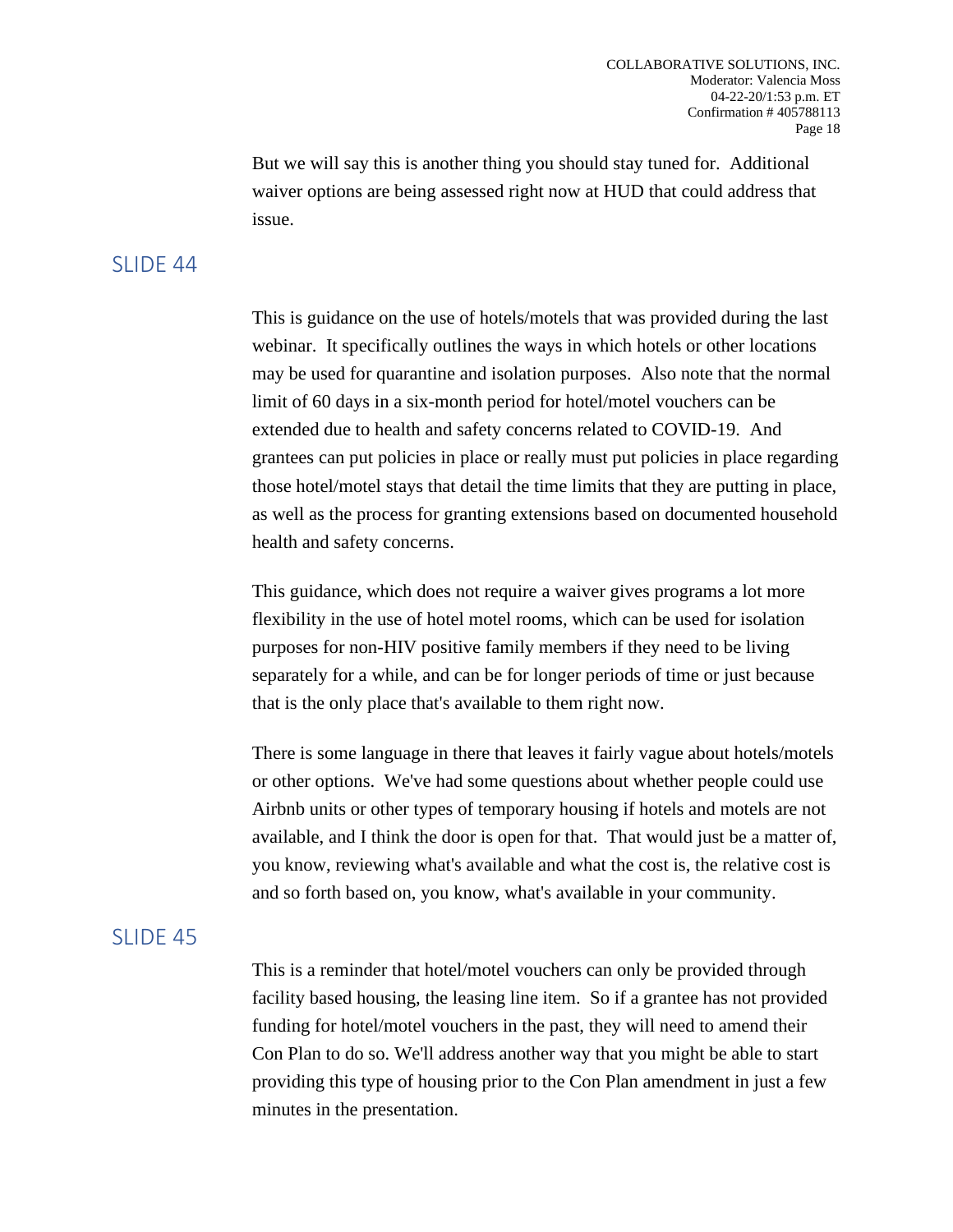But we will say this is another thing you should stay tuned for. Additional waiver options are being assessed right now at HUD that could address that issue.

## SLIDE 44

This is guidance on the use of hotels/motels that was provided during the last webinar. It specifically outlines the ways in which hotels or other locations may be used for quarantine and isolation purposes. Also note that the normal limit of 60 days in a six-month period for hotel/motel vouchers can be extended due to health and safety concerns related to COVID-19. And grantees can put policies in place or really must put policies in place regarding those hotel/motel stays that detail the time limits that they are putting in place, as well as the process for granting extensions based on documented household health and safety concerns.

This guidance, which does not require a waiver gives programs a lot more flexibility in the use of hotel motel rooms, which can be used for isolation purposes for non-HIV positive family members if they need to be living separately for a while, and can be for longer periods of time or just because that is the only place that's available to them right now.

There is some language in there that leaves it fairly vague about hotels/motels or other options. We've had some questions about whether people could use Airbnb units or other types of temporary housing if hotels and motels are not available, and I think the door is open for that. That would just be a matter of, you know, reviewing what's available and what the cost is, the relative cost is and so forth based on, you know, what's available in your community.

## SLIDE 45

This is a reminder that hotel/motel vouchers can only be provided through facility based housing, the leasing line item. So if a grantee has not provided funding for hotel/motel vouchers in the past, they will need to amend their Con Plan to do so. We'll address another way that you might be able to start providing this type of housing prior to the Con Plan amendment in just a few minutes in the presentation.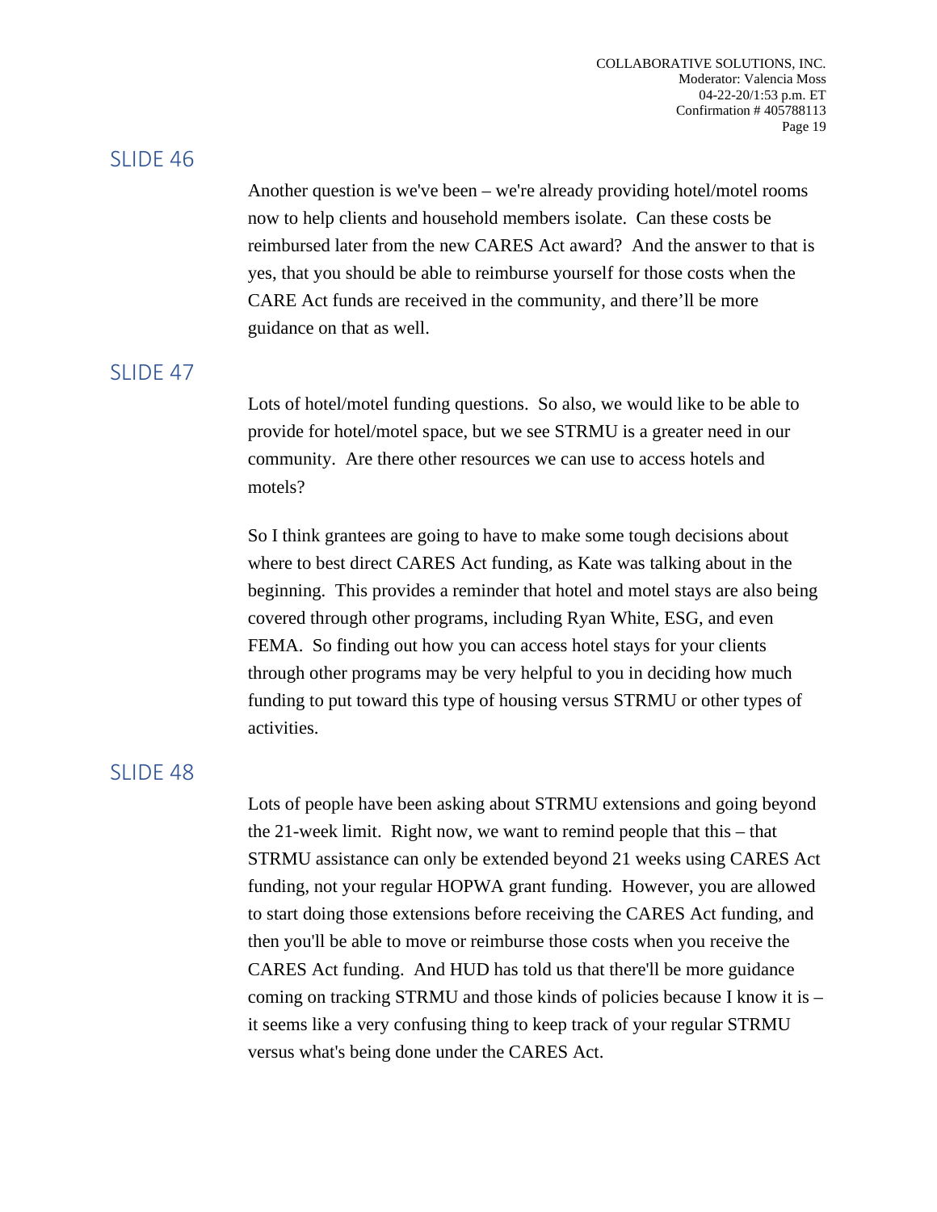## SLIDE 46

Another question is we've been – we're already providing hotel/motel rooms now to help clients and household members isolate. Can these costs be reimbursed later from the new CARES Act award? And the answer to that is yes, that you should be able to reimburse yourself for those costs when the CARE Act funds are received in the community, and there'll be more guidance on that as well.

## SLIDE 47

Lots of hotel/motel funding questions. So also, we would like to be able to provide for hotel/motel space, but we see STRMU is a greater need in our community. Are there other resources we can use to access hotels and motels?

So I think grantees are going to have to make some tough decisions about where to best direct CARES Act funding, as Kate was talking about in the beginning. This provides a reminder that hotel and motel stays are also being covered through other programs, including Ryan White, ESG, and even FEMA. So finding out how you can access hotel stays for your clients through other programs may be very helpful to you in deciding how much funding to put toward this type of housing versus STRMU or other types of activities.

## SLIDE 48

Lots of people have been asking about STRMU extensions and going beyond the 21-week limit. Right now, we want to remind people that this – that STRMU assistance can only be extended beyond 21 weeks using CARES Act funding, not your regular HOPWA grant funding. However, you are allowed to start doing those extensions before receiving the CARES Act funding, and then you'll be able to move or reimburse those costs when you receive the CARES Act funding. And HUD has told us that there'll be more guidance coming on tracking STRMU and those kinds of policies because I know it is – it seems like a very confusing thing to keep track of your regular STRMU versus what's being done under the CARES Act.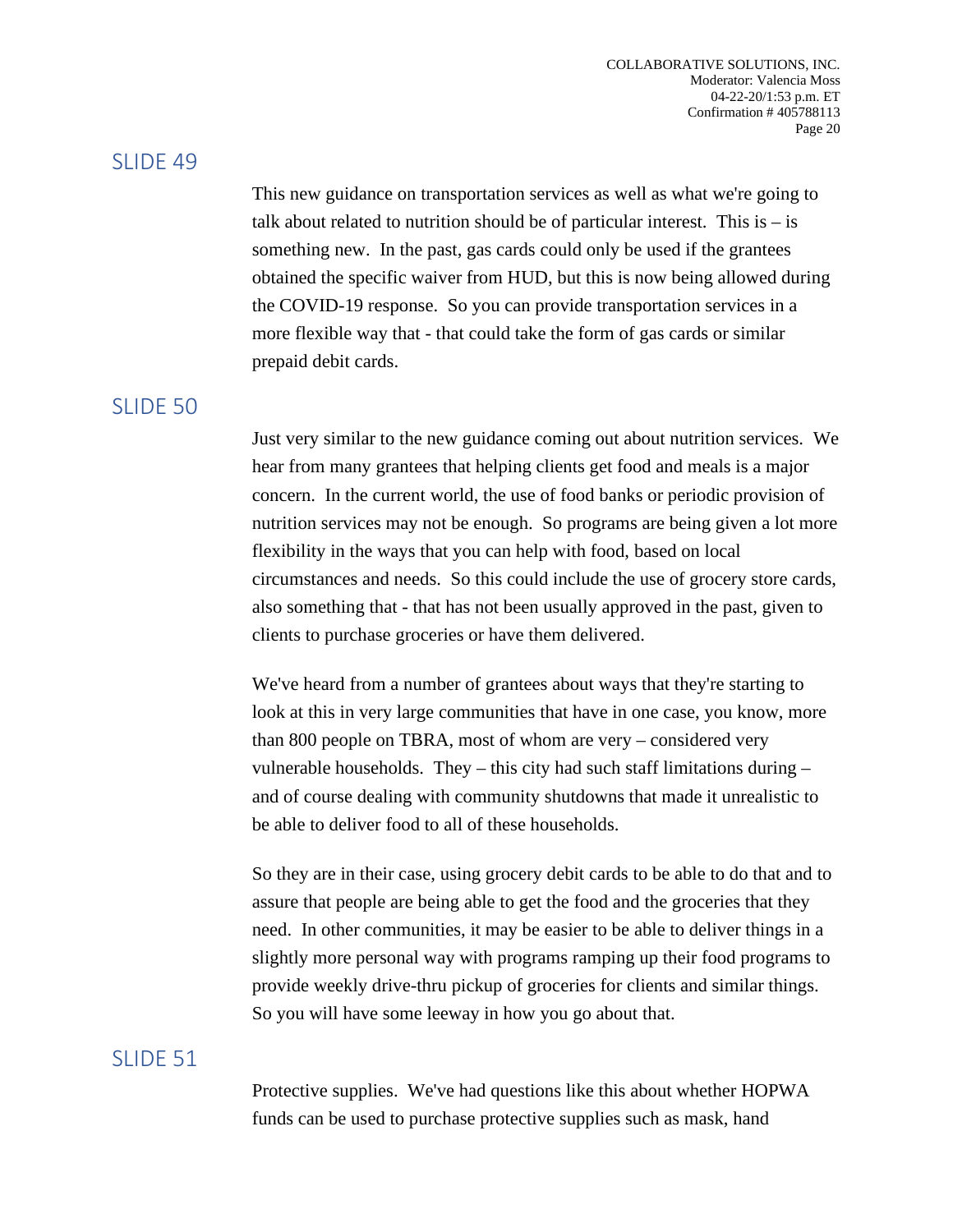## SLIDE 49

This new guidance on transportation services as well as what we're going to talk about related to nutrition should be of particular interest. This is – is something new. In the past, gas cards could only be used if the grantees obtained the specific waiver from HUD, but this is now being allowed during the COVID-19 response. So you can provide transportation services in a more flexible way that - that could take the form of gas cards or similar prepaid debit cards.

## SLIDE 50

Just very similar to the new guidance coming out about nutrition services. We hear from many grantees that helping clients get food and meals is a major concern. In the current world, the use of food banks or periodic provision of nutrition services may not be enough. So programs are being given a lot more flexibility in the ways that you can help with food, based on local circumstances and needs. So this could include the use of grocery store cards, also something that - that has not been usually approved in the past, given to clients to purchase groceries or have them delivered.

We've heard from a number of grantees about ways that they're starting to look at this in very large communities that have in one case, you know, more than 800 people on TBRA, most of whom are very – considered very vulnerable households. They – this city had such staff limitations during – and of course dealing with community shutdowns that made it unrealistic to be able to deliver food to all of these households.

So they are in their case, using grocery debit cards to be able to do that and to assure that people are being able to get the food and the groceries that they need. In other communities, it may be easier to be able to deliver things in a slightly more personal way with programs ramping up their food programs to provide weekly drive-thru pickup of groceries for clients and similar things. So you will have some leeway in how you go about that.

## SLIDE 51

Protective supplies. We've had questions like this about whether HOPWA funds can be used to purchase protective supplies such as mask, hand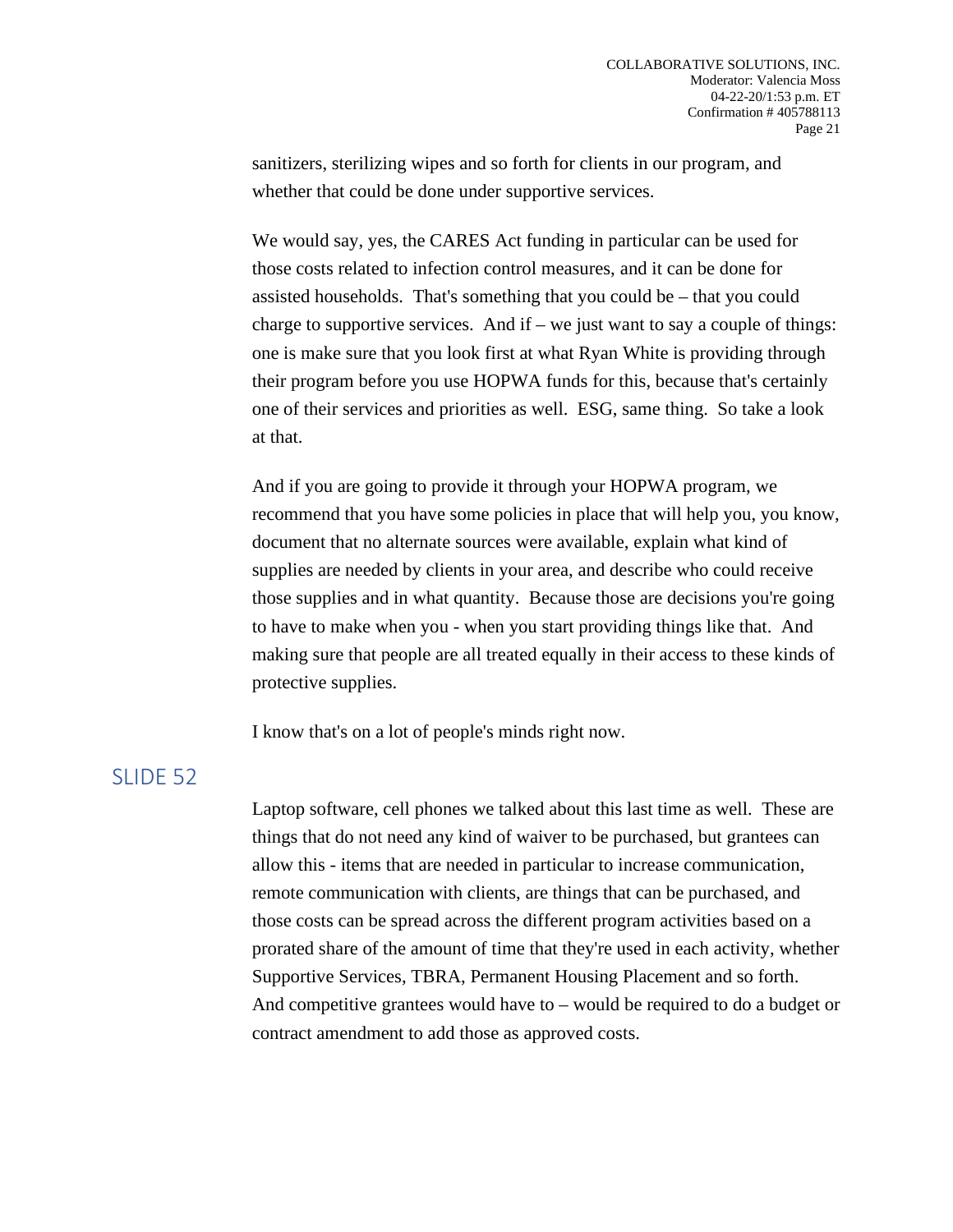sanitizers, sterilizing wipes and so forth for clients in our program, and whether that could be done under supportive services.

We would say, yes, the CARES Act funding in particular can be used for those costs related to infection control measures, and it can be done for assisted households. That's something that you could be – that you could charge to supportive services. And if – we just want to say a couple of things: one is make sure that you look first at what Ryan White is providing through their program before you use HOPWA funds for this, because that's certainly one of their services and priorities as well. ESG, same thing. So take a look at that.

And if you are going to provide it through your HOPWA program, we recommend that you have some policies in place that will help you, you know, document that no alternate sources were available, explain what kind of supplies are needed by clients in your area, and describe who could receive those supplies and in what quantity. Because those are decisions you're going to have to make when you - when you start providing things like that. And making sure that people are all treated equally in their access to these kinds of protective supplies.

I know that's on a lot of people's minds right now.

## SLIDE 52

Laptop software, cell phones we talked about this last time as well. These are things that do not need any kind of waiver to be purchased, but grantees can allow this - items that are needed in particular to increase communication, remote communication with clients, are things that can be purchased, and those costs can be spread across the different program activities based on a prorated share of the amount of time that they're used in each activity, whether Supportive Services, TBRA, Permanent Housing Placement and so forth. And competitive grantees would have to – would be required to do a budget or contract amendment to add those as approved costs.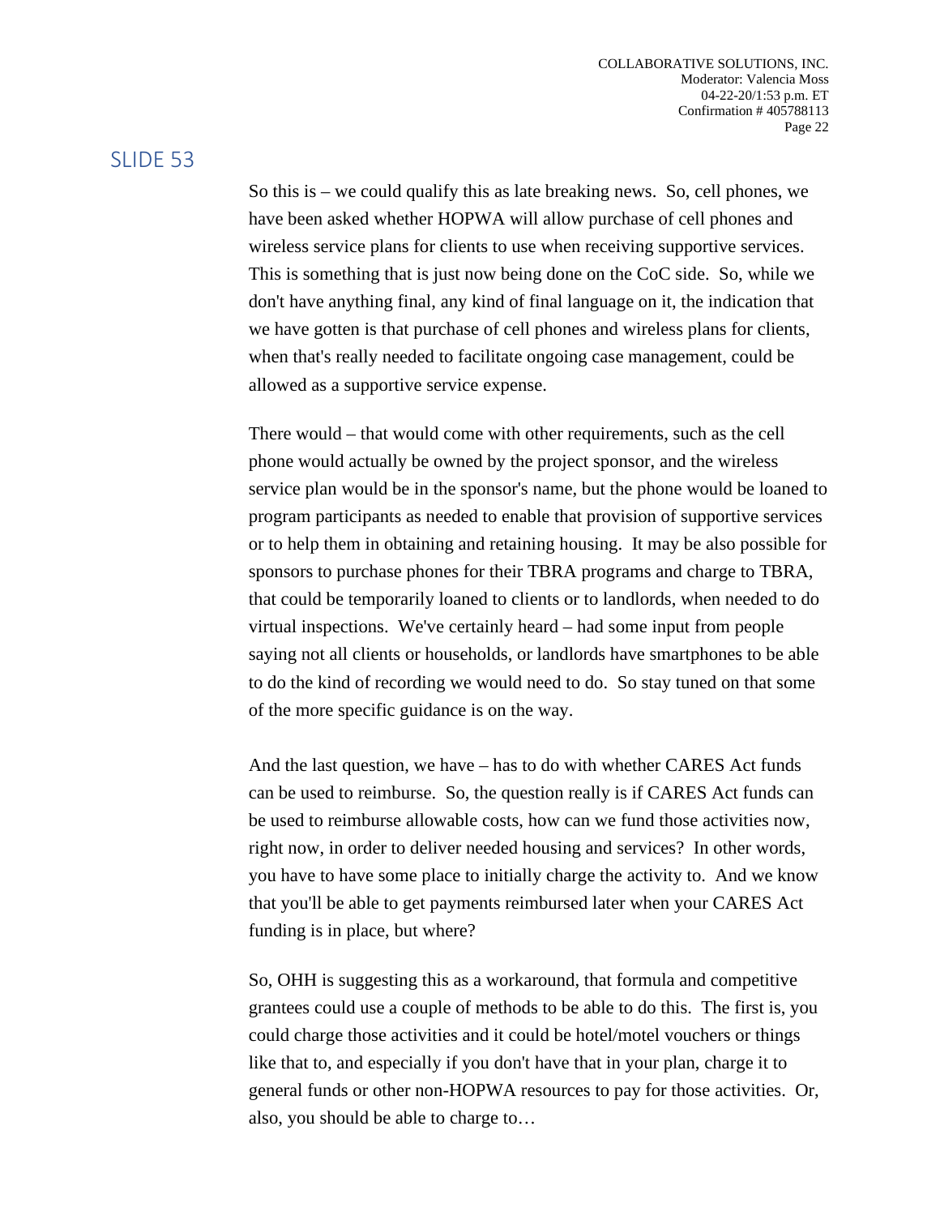## SLIDE 53

So this is – we could qualify this as late breaking news. So, cell phones, we have been asked whether HOPWA will allow purchase of cell phones and wireless service plans for clients to use when receiving supportive services. This is something that is just now being done on the CoC side. So, while we don't have anything final, any kind of final language on it, the indication that we have gotten is that purchase of cell phones and wireless plans for clients, when that's really needed to facilitate ongoing case management, could be allowed as a supportive service expense.

There would – that would come with other requirements, such as the cell phone would actually be owned by the project sponsor, and the wireless service plan would be in the sponsor's name, but the phone would be loaned to program participants as needed to enable that provision of supportive services or to help them in obtaining and retaining housing. It may be also possible for sponsors to purchase phones for their TBRA programs and charge to TBRA, that could be temporarily loaned to clients or to landlords, when needed to do virtual inspections. We've certainly heard – had some input from people saying not all clients or households, or landlords have smartphones to be able to do the kind of recording we would need to do. So stay tuned on that some of the more specific guidance is on the way.

And the last question, we have – has to do with whether CARES Act funds can be used to reimburse. So, the question really is if CARES Act funds can be used to reimburse allowable costs, how can we fund those activities now, right now, in order to deliver needed housing and services? In other words, you have to have some place to initially charge the activity to. And we know that you'll be able to get payments reimbursed later when your CARES Act funding is in place, but where?

So, OHH is suggesting this as a workaround, that formula and competitive grantees could use a couple of methods to be able to do this. The first is, you could charge those activities and it could be hotel/motel vouchers or things like that to, and especially if you don't have that in your plan, charge it to general funds or other non-HOPWA resources to pay for those activities. Or, also, you should be able to charge to…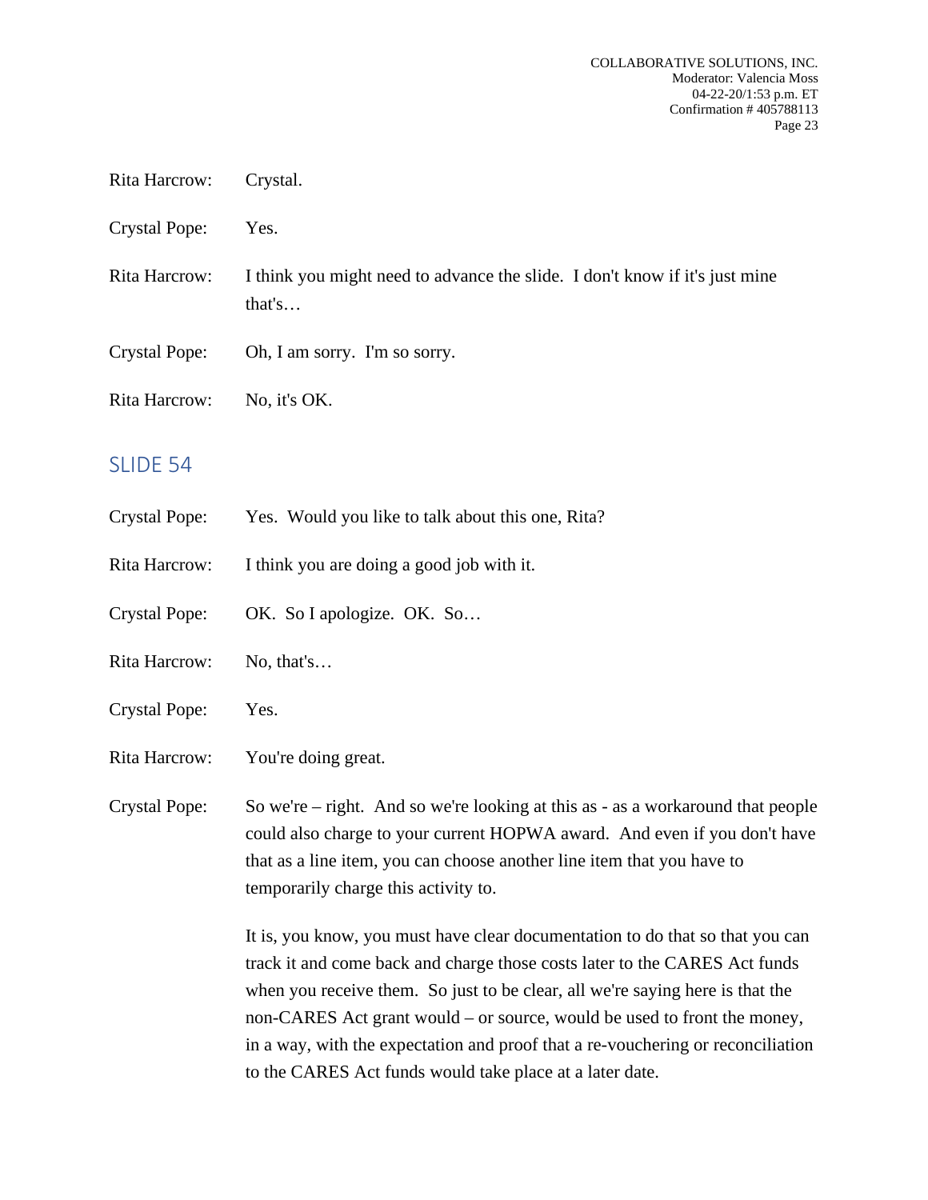Rita Harcrow: Crystal.

Crystal Pope: Yes.

Rita Harcrow: I think you might need to advance the slide. I don't know if it's just mine that's…

Crystal Pope: Oh, I am sorry. I'm so sorry.

Rita Harcrow: No, it's OK.

## SLIDE 54

Crystal Pope: Yes. Would you like to talk about this one, Rita?

Rita Harcrow: I think you are doing a good job with it.

Crystal Pope: OK. So I apologize. OK. So…

Rita Harcrow: No, that's…

Crystal Pope: Yes.

Rita Harcrow: You're doing great.

Crystal Pope: So we're – right. And so we're looking at this as - as a workaround that people could also charge to your current HOPWA award. And even if you don't have that as a line item, you can choose another line item that you have to temporarily charge this activity to.

It is, you know, you must have clear documentation to do that so that you can track it and come back and charge those costs later to the CARES Act funds when you receive them. So just to be clear, all we're saying here is that the non-CARES Act grant would – or source, would be used to front the money, in a way, with the expectation and proof that a re-vouchering or reconciliation to the CARES Act funds would take place at a later date.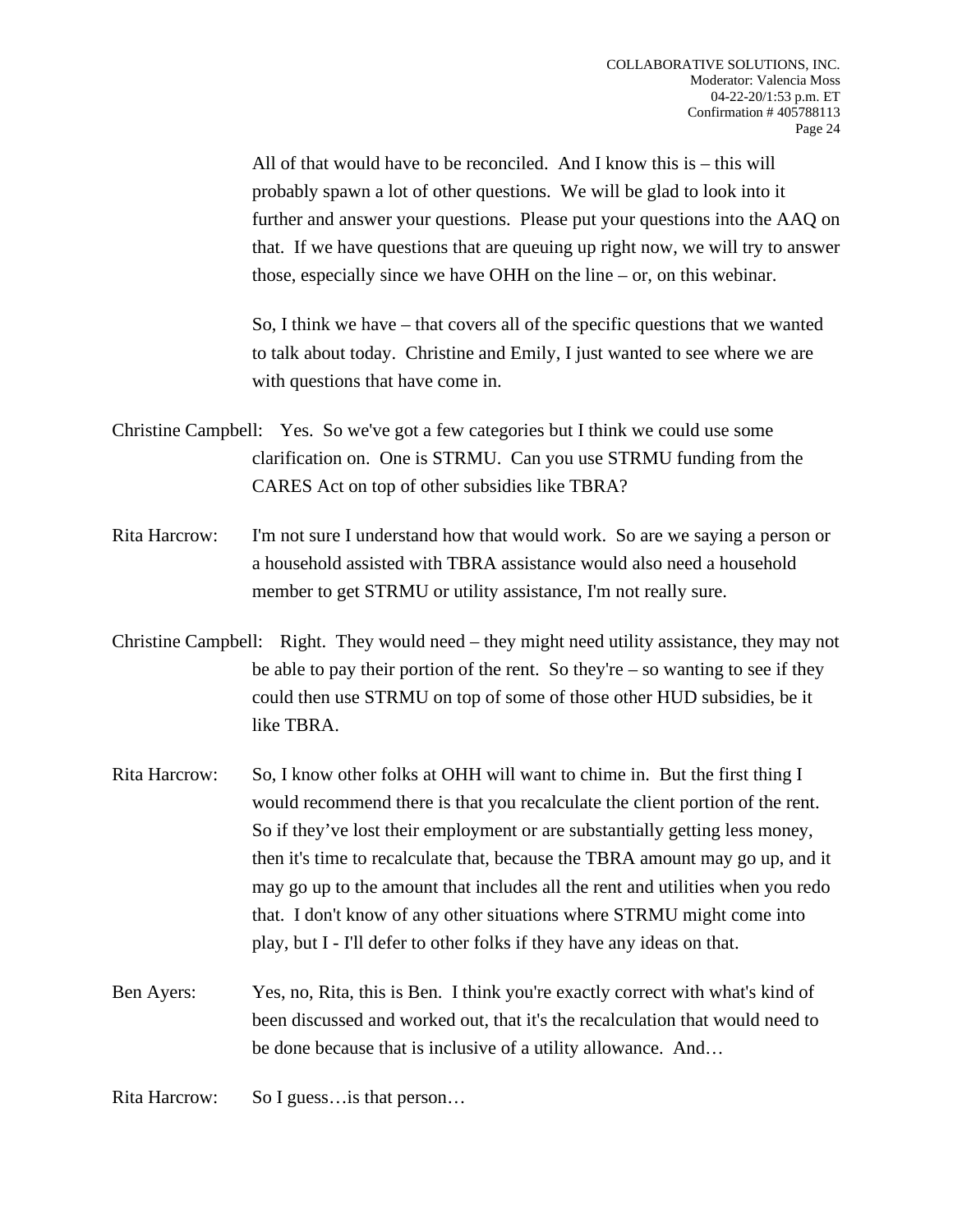All of that would have to be reconciled. And I know this is – this will probably spawn a lot of other questions. We will be glad to look into it further and answer your questions. Please put your questions into the AAQ on that. If we have questions that are queuing up right now, we will try to answer those, especially since we have OHH on the line – or, on this webinar.

So, I think we have – that covers all of the specific questions that we wanted to talk about today. Christine and Emily, I just wanted to see where we are with questions that have come in.

Christine Campbell: Yes. So we've got a few categories but I think we could use some clarification on. One is STRMU. Can you use STRMU funding from the CARES Act on top of other subsidies like TBRA?

Rita Harcrow: I'm not sure I understand how that would work. So are we saying a person or a household assisted with TBRA assistance would also need a household member to get STRMU or utility assistance, I'm not really sure.

Christine Campbell: Right. They would need – they might need utility assistance, they may not be able to pay their portion of the rent. So they're – so wanting to see if they could then use STRMU on top of some of those other HUD subsidies, be it like TBRA.

Rita Harcrow: So, I know other folks at OHH will want to chime in. But the first thing I would recommend there is that you recalculate the client portion of the rent. So if they've lost their employment or are substantially getting less money, then it's time to recalculate that, because the TBRA amount may go up, and it may go up to the amount that includes all the rent and utilities when you redo that. I don't know of any other situations where STRMU might come into play, but I - I'll defer to other folks if they have any ideas on that.

Ben Ayers: Yes, no, Rita, this is Ben. I think you're exactly correct with what's kind of been discussed and worked out, that it's the recalculation that would need to be done because that is inclusive of a utility allowance. And…

Rita Harcrow: So I guess…is that person…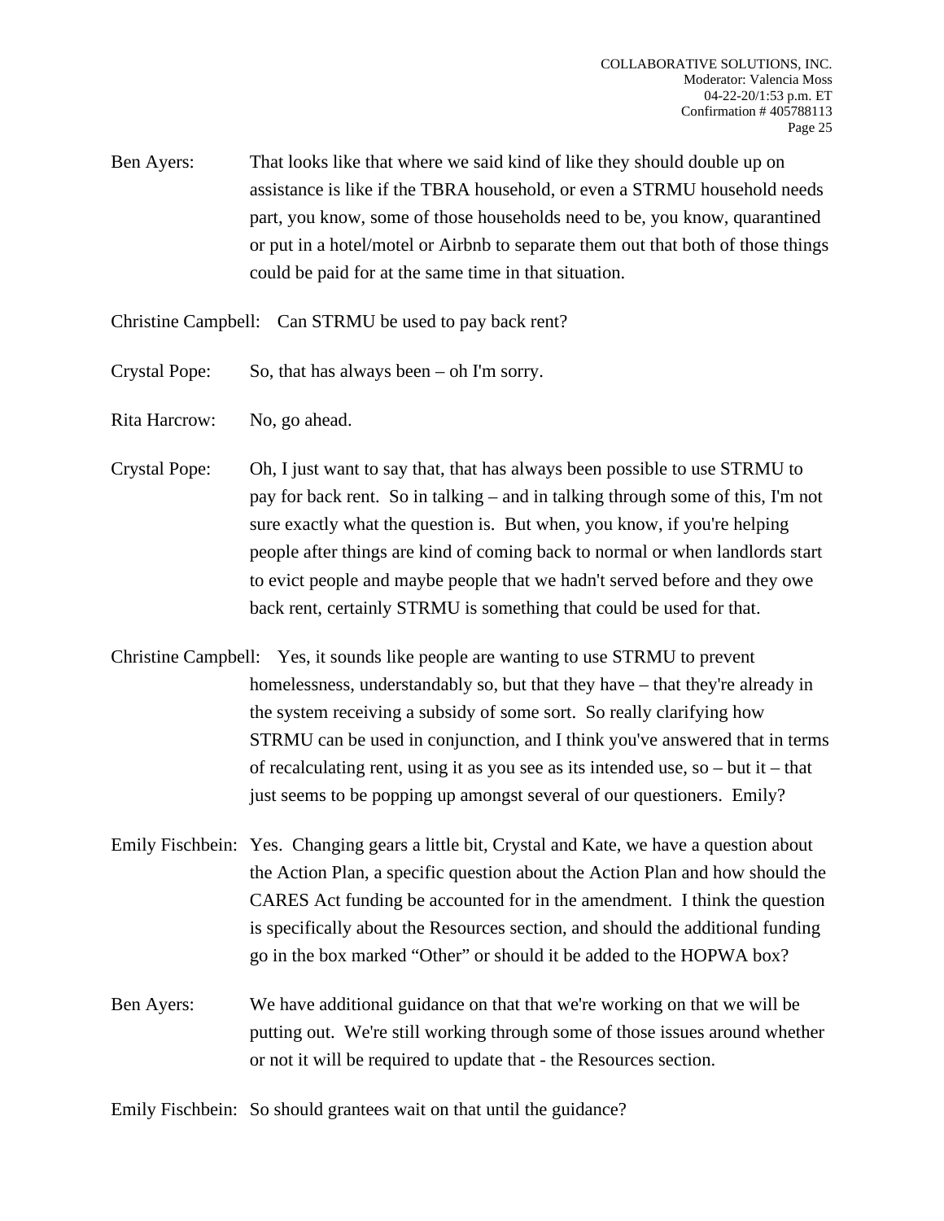Ben Ayers: That looks like that where we said kind of like they should double up on assistance is like if the TBRA household, or even a STRMU household needs part, you know, some of those households need to be, you know, quarantined or put in a hotel/motel or Airbnb to separate them out that both of those things could be paid for at the same time in that situation.

Christine Campbell: Can STRMU be used to pay back rent?

Crystal Pope: So, that has always been – oh I'm sorry.

Rita Harcrow: No, go ahead.

Crystal Pope: Oh, I just want to say that, that has always been possible to use STRMU to pay for back rent. So in talking – and in talking through some of this, I'm not sure exactly what the question is. But when, you know, if you're helping people after things are kind of coming back to normal or when landlords start to evict people and maybe people that we hadn't served before and they owe back rent, certainly STRMU is something that could be used for that.

Christine Campbell: Yes, it sounds like people are wanting to use STRMU to prevent homelessness, understandably so, but that they have – that they're already in the system receiving a subsidy of some sort. So really clarifying how STRMU can be used in conjunction, and I think you've answered that in terms of recalculating rent, using it as you see as its intended use, so – but it – that just seems to be popping up amongst several of our questioners. Emily?

Emily Fischbein: Yes. Changing gears a little bit, Crystal and Kate, we have a question about the Action Plan, a specific question about the Action Plan and how should the CARES Act funding be accounted for in the amendment. I think the question is specifically about the Resources section, and should the additional funding go in the box marked "Other" or should it be added to the HOPWA box?

Ben Ayers: We have additional guidance on that that we're working on that we will be putting out. We're still working through some of those issues around whether or not it will be required to update that - the Resources section.

Emily Fischbein: So should grantees wait on that until the guidance?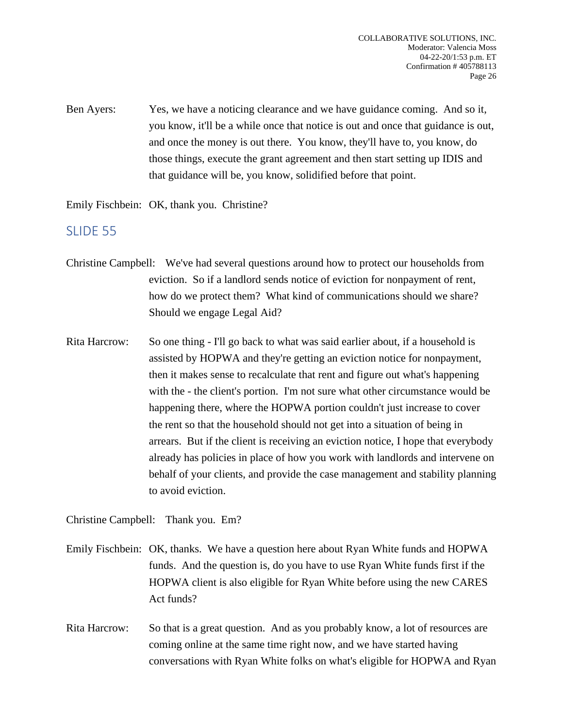Ben Ayers: Yes, we have a noticing clearance and we have guidance coming. And so it, you know, it'll be a while once that notice is out and once that guidance is out, and once the money is out there. You know, they'll have to, you know, do those things, execute the grant agreement and then start setting up IDIS and that guidance will be, you know, solidified before that point.

Emily Fischbein: OK, thank you. Christine?

## SLIDE 55

Christine Campbell: We've had several questions around how to protect our households from eviction. So if a landlord sends notice of eviction for nonpayment of rent, how do we protect them? What kind of communications should we share? Should we engage Legal Aid?

Rita Harcrow: So one thing - I'll go back to what was said earlier about, if a household is assisted by HOPWA and they're getting an eviction notice for nonpayment, then it makes sense to recalculate that rent and figure out what's happening with the - the client's portion. I'm not sure what other circumstance would be happening there, where the HOPWA portion couldn't just increase to cover the rent so that the household should not get into a situation of being in arrears. But if the client is receiving an eviction notice, I hope that everybody already has policies in place of how you work with landlords and intervene on behalf of your clients, and provide the case management and stability planning to avoid eviction.

Christine Campbell: Thank you. Em?

Emily Fischbein: OK, thanks. We have a question here about Ryan White funds and HOPWA funds. And the question is, do you have to use Ryan White funds first if the HOPWA client is also eligible for Ryan White before using the new CARES Act funds?

Rita Harcrow: So that is a great question. And as you probably know, a lot of resources are coming online at the same time right now, and we have started having conversations with Ryan White folks on what's eligible for HOPWA and Ryan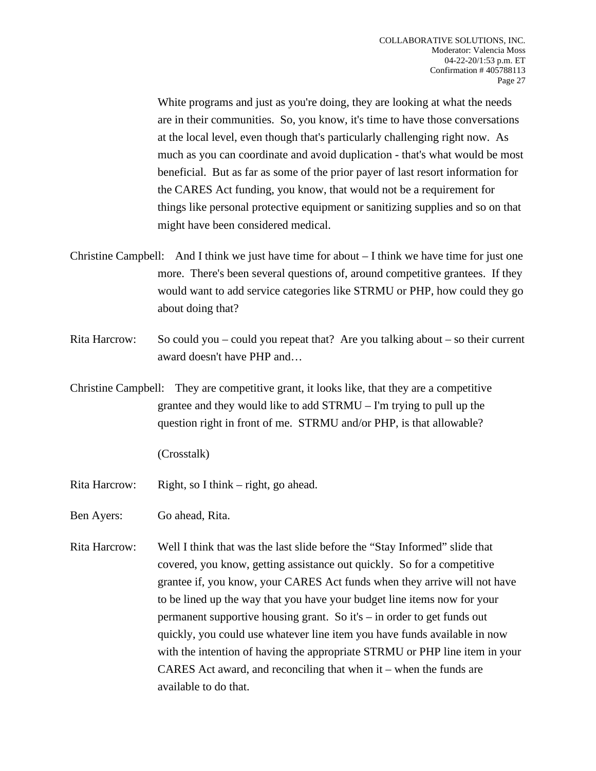White programs and just as you're doing, they are looking at what the needs are in their communities. So, you know, it's time to have those conversations at the local level, even though that's particularly challenging right now. As much as you can coordinate and avoid duplication - that's what would be most beneficial. But as far as some of the prior payer of last resort information for the CARES Act funding, you know, that would not be a requirement for things like personal protective equipment or sanitizing supplies and so on that might have been considered medical.

Christine Campbell: And I think we just have time for about – I think we have time for just one more. There's been several questions of, around competitive grantees. If they would want to add service categories like STRMU or PHP, how could they go about doing that?

Rita Harcrow: So could you – could you repeat that? Are you talking about – so their current award doesn't have PHP and…

Christine Campbell: They are competitive grant, it looks like, that they are a competitive grantee and they would like to add STRMU – I'm trying to pull up the question right in front of me. STRMU and/or PHP, is that allowable?

(Crosstalk)

Rita Harcrow: Right, so I think – right, go ahead.

Ben Ayers: Go ahead, Rita.

Rita Harcrow: Well I think that was the last slide before the "Stay Informed" slide that covered, you know, getting assistance out quickly. So for a competitive grantee if, you know, your CARES Act funds when they arrive will not have to be lined up the way that you have your budget line items now for your permanent supportive housing grant. So it's – in order to get funds out quickly, you could use whatever line item you have funds available in now with the intention of having the appropriate STRMU or PHP line item in your CARES Act award, and reconciling that when it – when the funds are available to do that.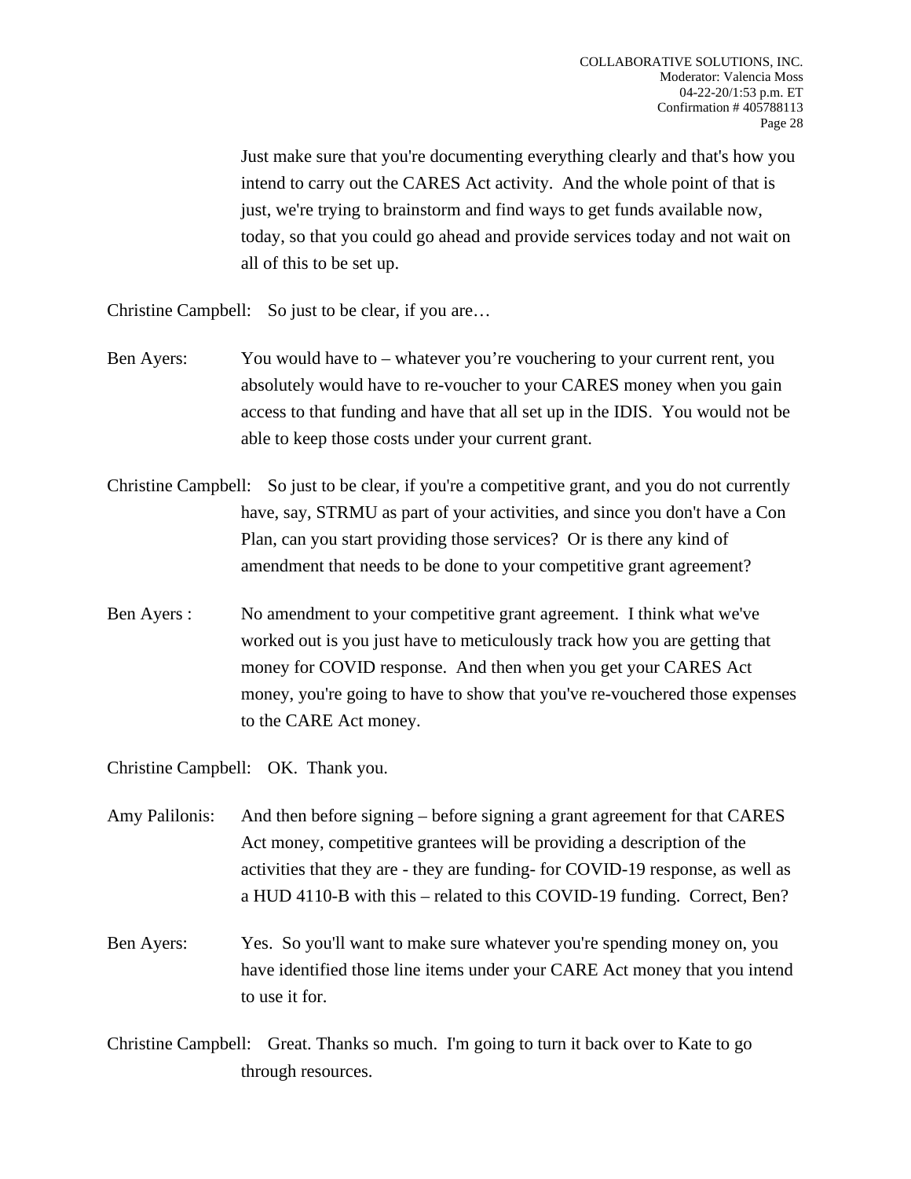Just make sure that you're documenting everything clearly and that's how you intend to carry out the CARES Act activity. And the whole point of that is just, we're trying to brainstorm and find ways to get funds available now, today, so that you could go ahead and provide services today and not wait on all of this to be set up.

Christine Campbell: So just to be clear, if you are…

Ben Ayers: You would have to – whatever you're vouchering to your current rent, you absolutely would have to re-voucher to your CARES money when you gain access to that funding and have that all set up in the IDIS. You would not be able to keep those costs under your current grant.

Christine Campbell: So just to be clear, if you're a competitive grant, and you do not currently have, say, STRMU as part of your activities, and since you don't have a Con Plan, can you start providing those services? Or is there any kind of amendment that needs to be done to your competitive grant agreement?

Ben Ayers : No amendment to your competitive grant agreement. I think what we've worked out is you just have to meticulously track how you are getting that money for COVID response. And then when you get your CARES Act money, you're going to have to show that you've re-vouchered those expenses to the CARE Act money.

Christine Campbell: OK. Thank you.

Amy Palilonis: And then before signing – before signing a grant agreement for that CARES Act money, competitive grantees will be providing a description of the activities that they are - they are funding- for COVID-19 response, as well as a HUD 4110-B with this – related to this COVID-19 funding. Correct, Ben?

Ben Ayers: Yes. So you'll want to make sure whatever you're spending money on, you have identified those line items under your CARE Act money that you intend to use it for.

Christine Campbell: Great. Thanks so much. I'm going to turn it back over to Kate to go through resources.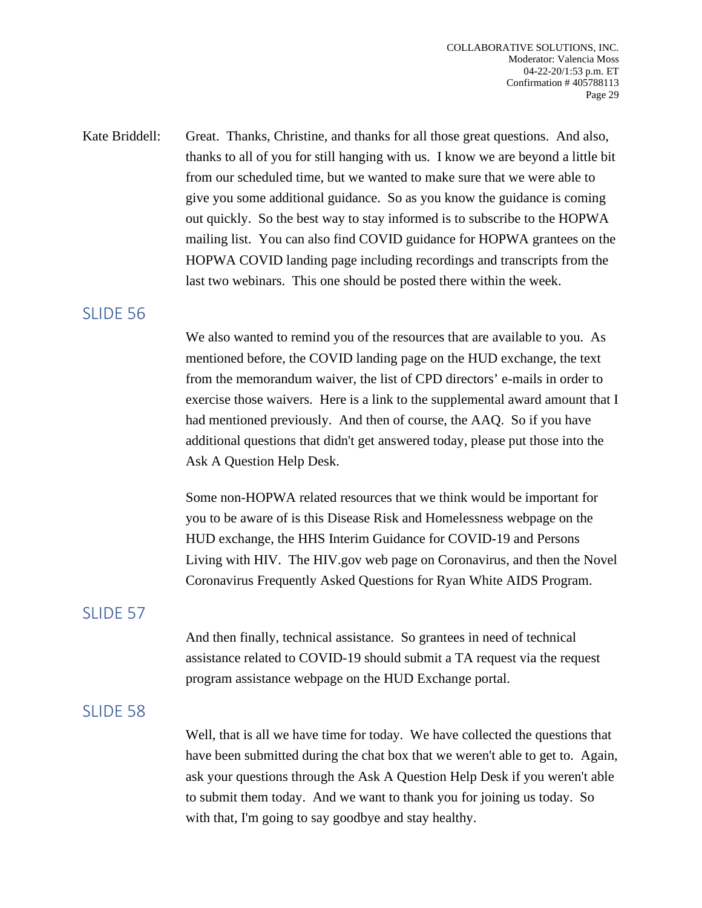Kate Briddell: Great. Thanks, Christine, and thanks for all those great questions. And also, thanks to all of you for still hanging with us. I know we are beyond a little bit from our scheduled time, but we wanted to make sure that we were able to give you some additional guidance. So as you know the guidance is coming out quickly. So the best way to stay informed is to subscribe to the HOPWA mailing list. You can also find COVID guidance for HOPWA grantees on the HOPWA COVID landing page including recordings and transcripts from the last two webinars. This one should be posted there within the week.

## SLIDE 56

We also wanted to remind you of the resources that are available to you. As mentioned before, the COVID landing page on the HUD exchange, the text from the memorandum waiver, the list of CPD directors' e-mails in order to exercise those waivers. Here is a link to the supplemental award amount that I had mentioned previously. And then of course, the AAQ. So if you have additional questions that didn't get answered today, please put those into the Ask A Question Help Desk.

Some non-HOPWA related resources that we think would be important for you to be aware of is this Disease Risk and Homelessness webpage on the HUD exchange, the HHS Interim Guidance for COVID-19 and Persons Living with HIV. The HIV.gov web page on Coronavirus, and then the Novel Coronavirus Frequently Asked Questions for Ryan White AIDS Program.

## SLIDE 57

And then finally, technical assistance. So grantees in need of technical assistance related to COVID-19 should submit a TA request via the request program assistance webpage on the HUD Exchange portal.

## SLIDE 58

Well, that is all we have time for today. We have collected the questions that have been submitted during the chat box that we weren't able to get to. Again, ask your questions through the Ask A Question Help Desk if you weren't able to submit them today. And we want to thank you for joining us today. So with that, I'm going to say goodbye and stay healthy.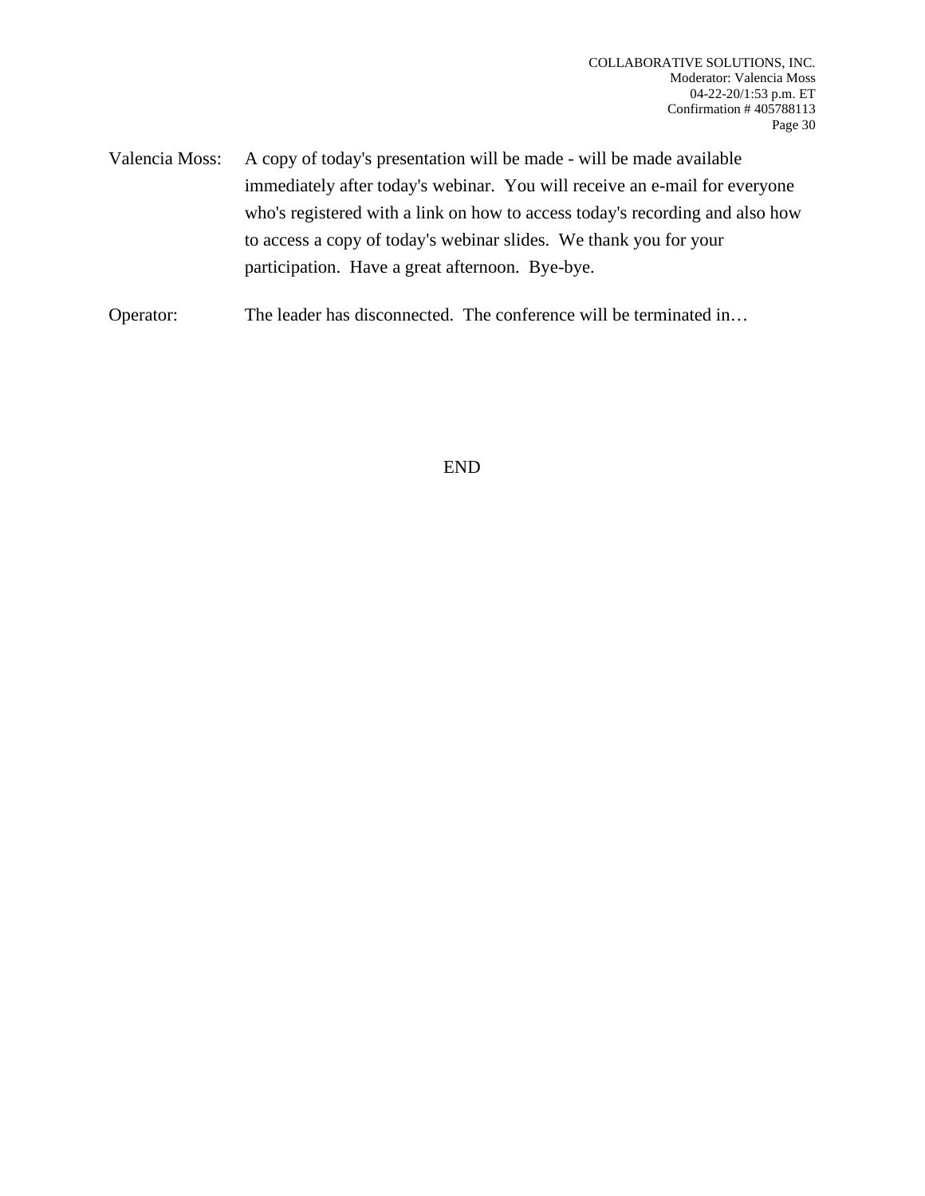Valencia Moss: A copy of today's presentation will be made - will be made available immediately after today's webinar. You will receive an e-mail for everyone who's registered with a link on how to access today's recording and also how to access a copy of today's webinar slides. We thank you for your participation. Have a great afternoon. Bye-bye.

Operator: The leader has disconnected. The conference will be terminated in…

END